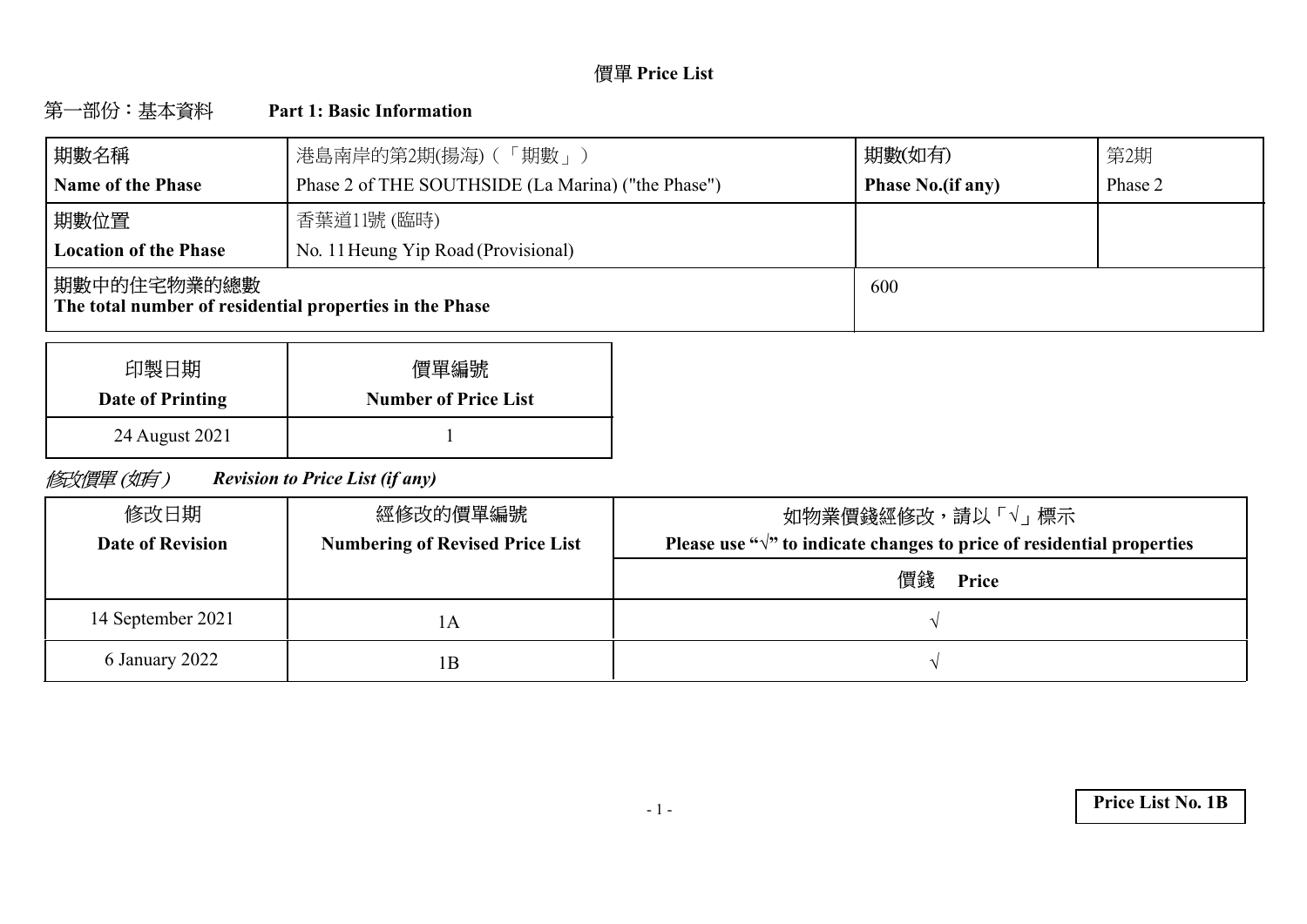# 價單 Price List

## 第一部份：基本資料　　**Part 1: Basic Information**

| | | | |
|---|---|---|---|
| 期數名稱<br>**Name of the Phase** | 港島南岸的第2期(揚海)（「期數」）<br>Phase 2 of THE SOUTHSIDE (La Marina) ("the Phase") | 期數(如有)<br>**Phase No.(if any)** | 第2期<br>Phase 2 |
| 期數位置<br>**Location of the Phase** | 香葉道11號 (臨時)<br>No. 11 Heung Yip Road (Provisional) | | |
| 期數中的住宅物業的總數<br>**The total number of residential properties in the Phase** | | 600 | |

| 印製日期<br>**Date of Printing** | 價單編號<br>**Number of Price List** |
|---|---|
| 24 August 2021 | 1 |

*修改價單 (如有)*　　***Revision to Price List (if any)***

| 修改日期<br>**Date of Revision** | 經修改的價單編號<br>**Numbering of Revised Price List** | 如物業價錢經修改，請以「√」標示<br>**Please use "√" to indicate changes to price of residential properties** |
|---|---|---|
| | | 價錢　**Price** |
| 14 September 2021 | 1A | √ |
| 6 January 2022 | 1B | √ |

**Price List No. 1B**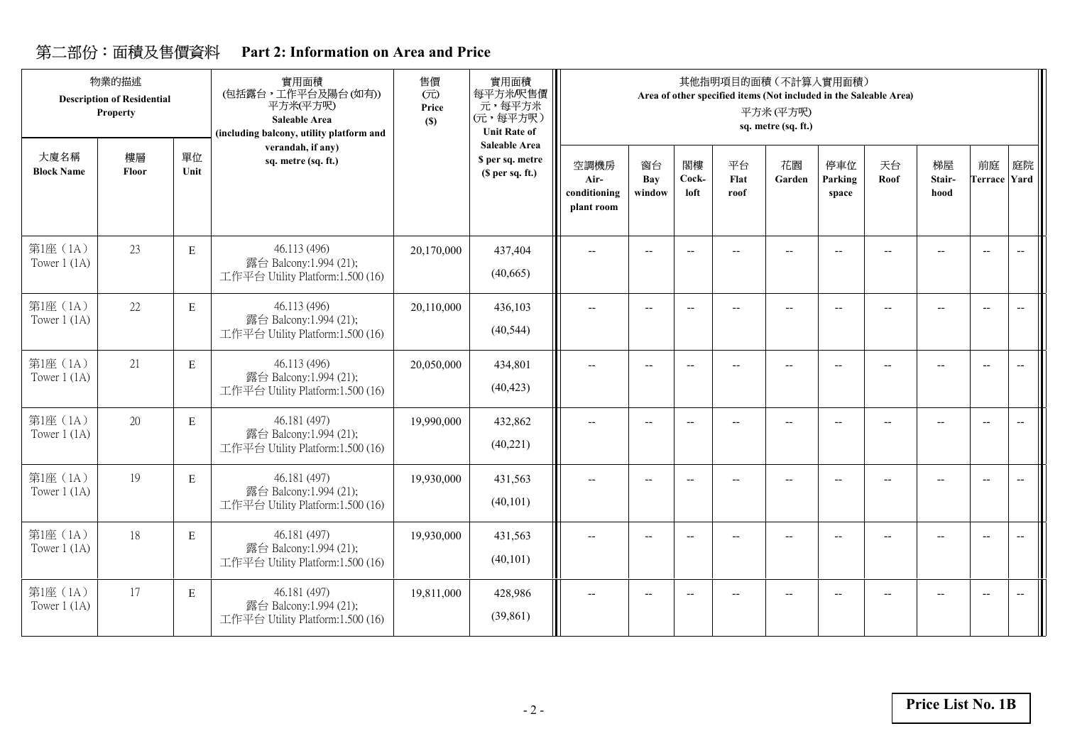# 第二部份：面積及售價資料　Part 2: Information on Area and Price

| 物業的描述 Description of Residential Property | | | 實用面積 (包括露台，工作平台及陽台(如有)) 平方米(平方呎) Saleable Area (including balcony, utility platform and verandah, if any) sq. metre (sq. ft.) | 售價 (元) Price ($) | 實用面積每平方米/呎售價 元，每平方米 (元，每平方呎) Unit Rate of Saleable Area $ per sq. metre ($ per sq. ft.) | 其他指明項目的面積（不計算入實用面積） Area of other specified items (Not included in the Saleable Area) 平方米 (平方呎) sq. metre (sq. ft.) | | | | | | | | | |
|---|---|---|---|---|---|---|---|---|---|---|---|---|---|---|---|
| 大廈名稱 Block Name | 樓層 Floor | 單位 Unit | | | | 空調機房 Air-conditioning plant room | 窗台 Bay window | 閣樓 Cock-loft | 平台 Flat roof | 花園 Garden | 停車位 Parking space | 天台 Roof | 梯屋 Stair-hood | 前庭 Terrace | 庭院 Yard |
| 第1座（1A） Tower 1 (1A) | 23 | E | 46.113 (496) 露台 Balcony:1.994 (21); 工作平台 Utility Platform:1.500 (16) | 20,170,000 | 437,404 (40,665) | -- | -- | -- | -- | -- | -- | -- | -- | -- | -- |
| 第1座（1A） Tower 1 (1A) | 22 | E | 46.113 (496) 露台 Balcony:1.994 (21); 工作平台 Utility Platform:1.500 (16) | 20,110,000 | 436,103 (40,544) | -- | -- | -- | -- | -- | -- | -- | -- | -- | -- |
| 第1座（1A） Tower 1 (1A) | 21 | E | 46.113 (496) 露台 Balcony:1.994 (21); 工作平台 Utility Platform:1.500 (16) | 20,050,000 | 434,801 (40,423) | -- | -- | -- | -- | -- | -- | -- | -- | -- | -- |
| 第1座（1A） Tower 1 (1A) | 20 | E | 46.181 (497) 露台 Balcony:1.994 (21); 工作平台 Utility Platform:1.500 (16) | 19,990,000 | 432,862 (40,221) | -- | -- | -- | -- | -- | -- | -- | -- | -- | -- |
| 第1座（1A） Tower 1 (1A) | 19 | E | 46.181 (497) 露台 Balcony:1.994 (21); 工作平台 Utility Platform:1.500 (16) | 19,930,000 | 431,563 (40,101) | -- | -- | -- | -- | -- | -- | -- | -- | -- | -- |
| 第1座（1A） Tower 1 (1A) | 18 | E | 46.181 (497) 露台 Balcony:1.994 (21); 工作平台 Utility Platform:1.500 (16) | 19,930,000 | 431,563 (40,101) | -- | -- | -- | -- | -- | -- | -- | -- | -- | -- |
| 第1座（1A） Tower 1 (1A) | 17 | E | 46.181 (497) 露台 Balcony:1.994 (21); 工作平台 Utility Platform:1.500 (16) | 19,811,000 | 428,986 (39,861) | -- | -- | -- | -- | -- | -- | -- | -- | -- | -- |

**Price List No. 1B**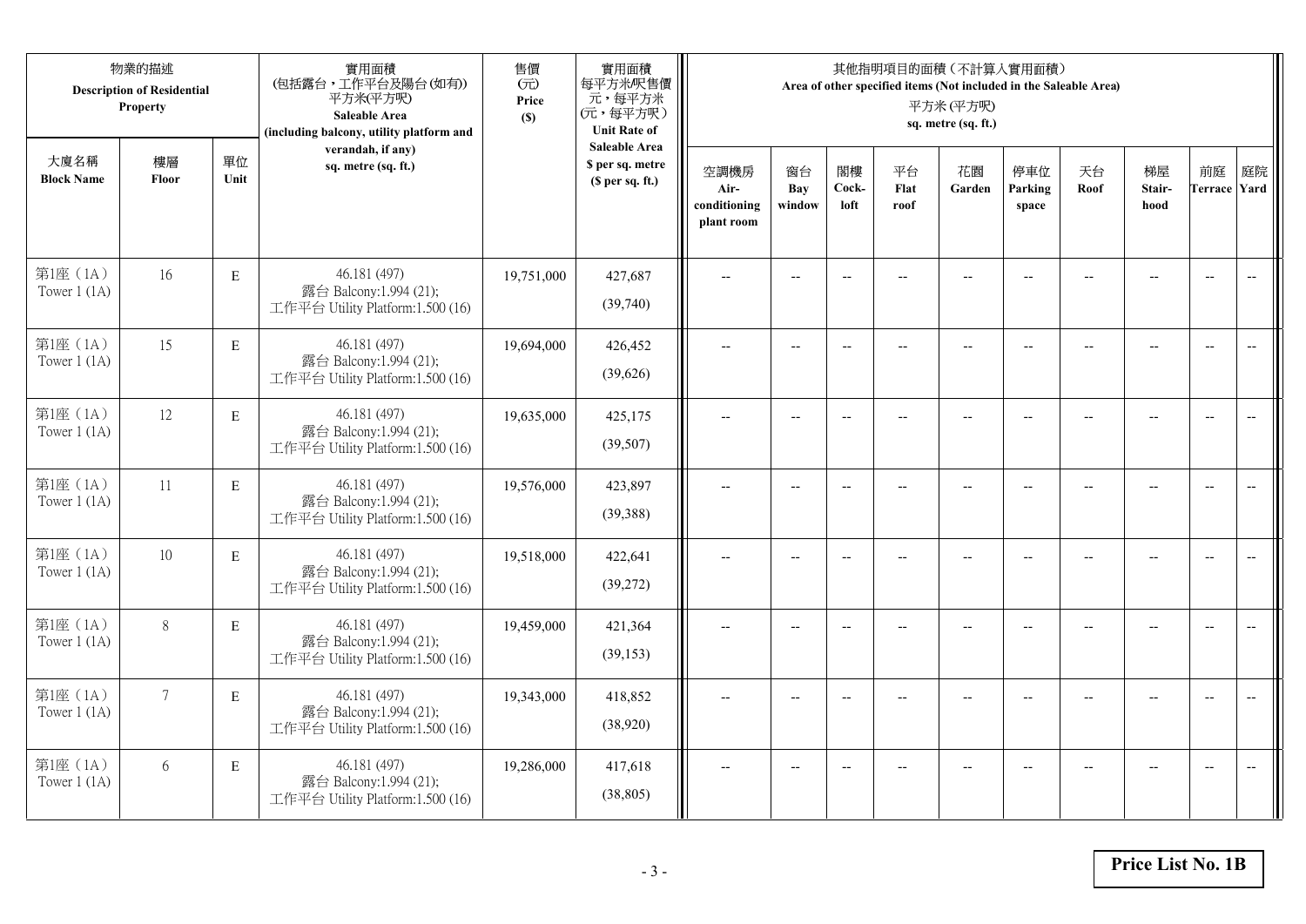| 物業的描述 Description of Residential Property | | | 實用面積 (包括露台，工作平台及陽台(如有)) 平方米(平方呎) Saleable Area (including balcony, utility platform and verandah, if any) sq. metre (sq. ft.) | 售價 (元) Price ($) | 實用面積 每平方米/呎售價 元，每平方米 (元，每平方呎) Unit Rate of Saleable Area $ per sq. metre ($ per sq. ft.) | 其他指明項目的面積（不計算入實用面積） Area of other specified items (Not included in the Saleable Area) 平方米 (平方呎) sq. metre (sq. ft.) | | | | | | | | | |
|---|---|---|---|---|---|---|---|---|---|---|---|---|---|---|---|
| 大廈名稱 Block Name | 樓層 Floor | 單位 Unit | | | | 空調機房 Air-conditioning plant room | 窗台 Bay window | 閣樓 Cock-loft | 平台 Flat roof | 花園 Garden | 停車位 Parking space | 天台 Roof | 梯屋 Stair-hood | 前庭 Terrace | 庭院 Yard |
| 第1座（1A） Tower 1 (1A) | 16 | E | 46.181 (497) 露台 Balcony:1.994 (21); 工作平台 Utility Platform:1.500 (16) | 19,751,000 | 427,687 (39,740) | -- | -- | -- | -- | -- | -- | -- | -- | -- | -- |
| 第1座（1A） Tower 1 (1A) | 15 | E | 46.181 (497) 露台 Balcony:1.994 (21); 工作平台 Utility Platform:1.500 (16) | 19,694,000 | 426,452 (39,626) | -- | -- | -- | -- | -- | -- | -- | -- | -- | -- |
| 第1座（1A） Tower 1 (1A) | 12 | E | 46.181 (497) 露台 Balcony:1.994 (21); 工作平台 Utility Platform:1.500 (16) | 19,635,000 | 425,175 (39,507) | -- | -- | -- | -- | -- | -- | -- | -- | -- | -- |
| 第1座（1A） Tower 1 (1A) | 11 | E | 46.181 (497) 露台 Balcony:1.994 (21); 工作平台 Utility Platform:1.500 (16) | 19,576,000 | 423,897 (39,388) | -- | -- | -- | -- | -- | -- | -- | -- | -- | -- |
| 第1座（1A） Tower 1 (1A) | 10 | E | 46.181 (497) 露台 Balcony:1.994 (21); 工作平台 Utility Platform:1.500 (16) | 19,518,000 | 422,641 (39,272) | -- | -- | -- | -- | -- | -- | -- | -- | -- | -- |
| 第1座（1A） Tower 1 (1A) | 8 | E | 46.181 (497) 露台 Balcony:1.994 (21); 工作平台 Utility Platform:1.500 (16) | 19,459,000 | 421,364 (39,153) | -- | -- | -- | -- | -- | -- | -- | -- | -- | -- |
| 第1座（1A） Tower 1 (1A) | 7 | E | 46.181 (497) 露台 Balcony:1.994 (21); 工作平台 Utility Platform:1.500 (16) | 19,343,000 | 418,852 (38,920) | -- | -- | -- | -- | -- | -- | -- | -- | -- | -- |
| 第1座（1A） Tower 1 (1A) | 6 | E | 46.181 (497) 露台 Balcony:1.994 (21); 工作平台 Utility Platform:1.500 (16) | 19,286,000 | 417,618 (38,805) | -- | -- | -- | -- | -- | -- | -- | -- | -- | -- |

**Price List No. 1B**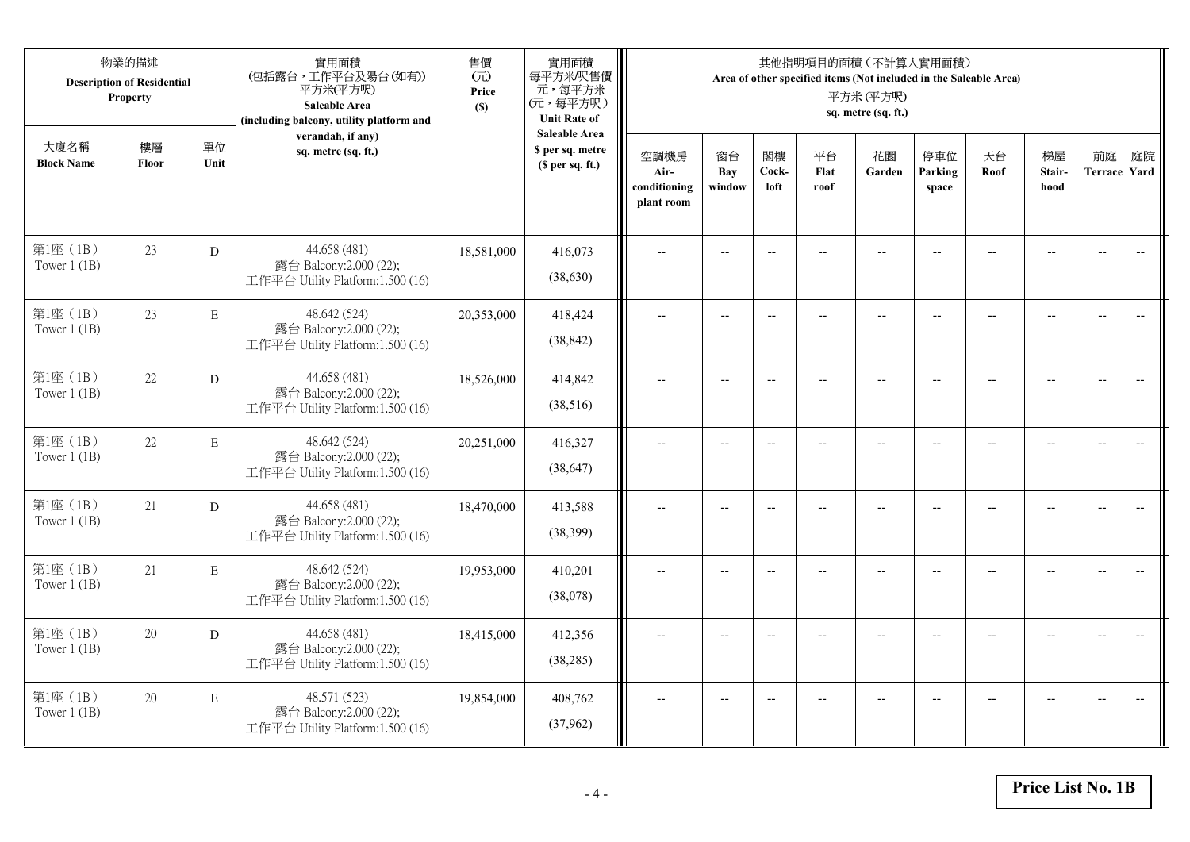| 物業的描述 Description of Residential Property | | | 實用面積 (包括露台，工作平台及陽台(如有)) 平方米(平方呎) Saleable Area (including balcony, utility platform and verandah, if any) sq. metre (sq. ft.) | 售價 (元) Price ($) | 實用面積 每平方米/呎售價 元，每平方米 (元，每平方呎) Unit Rate of Saleable Area $ per sq. metre ($ per sq. ft.) | 其他指明項目的面積（不計算入實用面積） Area of other specified items (Not included in the Saleable Area) 平方米 (平方呎) sq. metre (sq. ft.) | | | | | | | | | |
|---|---|---|---|---|---|---|---|---|---|---|---|---|---|---|---|
| 大廈名稱 Block Name | 樓層 Floor | 單位 Unit | | | | 空調機房 Air-conditioning plant room | 窗台 Bay window | 閣樓 Cock-loft | 平台 Flat roof | 花園 Garden | 停車位 Parking space | 天台 Roof | 梯屋 Stair-hood | 前庭 Terrace | 庭院 Yard |
| 第1座（1B） Tower 1 (1B) | 23 | D | 44.658 (481) 露台 Balcony:2.000 (22); 工作平台 Utility Platform:1.500 (16) | 18,581,000 | 416,073 (38,630) | -- | -- | -- | -- | -- | -- | -- | -- | -- | -- |
| 第1座（1B） Tower 1 (1B) | 23 | E | 48.642 (524) 露台 Balcony:2.000 (22); 工作平台 Utility Platform:1.500 (16) | 20,353,000 | 418,424 (38,842) | -- | -- | -- | -- | -- | -- | -- | -- | -- | -- |
| 第1座（1B） Tower 1 (1B) | 22 | D | 44.658 (481) 露台 Balcony:2.000 (22); 工作平台 Utility Platform:1.500 (16) | 18,526,000 | 414,842 (38,516) | -- | -- | -- | -- | -- | -- | -- | -- | -- | -- |
| 第1座（1B） Tower 1 (1B) | 22 | E | 48.642 (524) 露台 Balcony:2.000 (22); 工作平台 Utility Platform:1.500 (16) | 20,251,000 | 416,327 (38,647) | -- | -- | -- | -- | -- | -- | -- | -- | -- | -- |
| 第1座（1B） Tower 1 (1B) | 21 | D | 44.658 (481) 露台 Balcony:2.000 (22); 工作平台 Utility Platform:1.500 (16) | 18,470,000 | 413,588 (38,399) | -- | -- | -- | -- | -- | -- | -- | -- | -- | -- |
| 第1座（1B） Tower 1 (1B) | 21 | E | 48.642 (524) 露台 Balcony:2.000 (22); 工作平台 Utility Platform:1.500 (16) | 19,953,000 | 410,201 (38,078) | -- | -- | -- | -- | -- | -- | -- | -- | -- | -- |
| 第1座（1B） Tower 1 (1B) | 20 | D | 44.658 (481) 露台 Balcony:2.000 (22); 工作平台 Utility Platform:1.500 (16) | 18,415,000 | 412,356 (38,285) | -- | -- | -- | -- | -- | -- | -- | -- | -- | -- |
| 第1座（1B） Tower 1 (1B) | 20 | E | 48.571 (523) 露台 Balcony:2.000 (22); 工作平台 Utility Platform:1.500 (16) | 19,854,000 | 408,762 (37,962) | -- | -- | -- | -- | -- | -- | -- | -- | -- | -- |

**Price List No. 1B**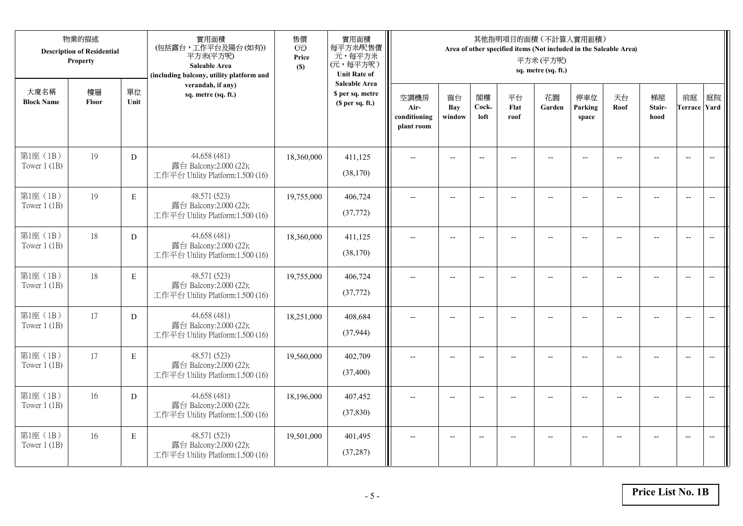| 物業的描述 Description of Residential Property | | | 實用面積 (包括露台，工作平台及陽台(如有)) 平方米(平方呎) Saleable Area (including balcony, utility platform and verandah, if any) sq. metre (sq. ft.) | 售價 (元) Price ($) | 實用面積 每平方米/呎售價 元，每平方米 (元，每平方呎) Unit Rate of Saleable Area $ per sq. metre ($ per sq. ft.) | 其他指明項目的面積（不計算入實用面積） Area of other specified items (Not included in the Saleable Area) 平方米 (平方呎) sq. metre (sq. ft.) | | | | | | | | | |
|---|---|---|---|---|---|---|---|---|---|---|---|---|---|---|---|
| 大廈名稱 Block Name | 樓層 Floor | 單位 Unit | | | | 空調機房 Air-conditioning plant room | 窗台 Bay window | 閣樓 Cock-loft | 平台 Flat roof | 花園 Garden | 停車位 Parking space | 天台 Roof | 梯屋 Stair-hood | 前庭 Terrace | 庭院 Yard |
| 第1座（1B） Tower 1 (1B) | 19 | D | 44.658 (481) 露台 Balcony:2.000 (22); 工作平台 Utility Platform:1.500 (16) | 18,360,000 | 411,125 (38,170) | -- | -- | -- | -- | -- | -- | -- | -- | -- | -- |
| 第1座（1B） Tower 1 (1B) | 19 | E | 48.571 (523) 露台 Balcony:2.000 (22); 工作平台 Utility Platform:1.500 (16) | 19,755,000 | 406,724 (37,772) | -- | -- | -- | -- | -- | -- | -- | -- | -- | -- |
| 第1座（1B） Tower 1 (1B) | 18 | D | 44.658 (481) 露台 Balcony:2.000 (22); 工作平台 Utility Platform:1.500 (16) | 18,360,000 | 411,125 (38,170) | -- | -- | -- | -- | -- | -- | -- | -- | -- | -- |
| 第1座（1B） Tower 1 (1B) | 18 | E | 48.571 (523) 露台 Balcony:2.000 (22); 工作平台 Utility Platform:1.500 (16) | 19,755,000 | 406,724 (37,772) | -- | -- | -- | -- | -- | -- | -- | -- | -- | -- |
| 第1座（1B） Tower 1 (1B) | 17 | D | 44.658 (481) 露台 Balcony:2.000 (22); 工作平台 Utility Platform:1.500 (16) | 18,251,000 | 408,684 (37,944) | -- | -- | -- | -- | -- | -- | -- | -- | -- | -- |
| 第1座（1B） Tower 1 (1B) | 17 | E | 48.571 (523) 露台 Balcony:2.000 (22); 工作平台 Utility Platform:1.500 (16) | 19,560,000 | 402,709 (37,400) | -- | -- | -- | -- | -- | -- | -- | -- | -- | -- |
| 第1座（1B） Tower 1 (1B) | 16 | D | 44.658 (481) 露台 Balcony:2.000 (22); 工作平台 Utility Platform:1.500 (16) | 18,196,000 | 407,452 (37,830) | -- | -- | -- | -- | -- | -- | -- | -- | -- | -- |
| 第1座（1B） Tower 1 (1B) | 16 | E | 48.571 (523) 露台 Balcony:2.000 (22); 工作平台 Utility Platform:1.500 (16) | 19,501,000 | 401,495 (37,287) | -- | -- | -- | -- | -- | -- | -- | -- | -- | -- |

**Price List No. 1B**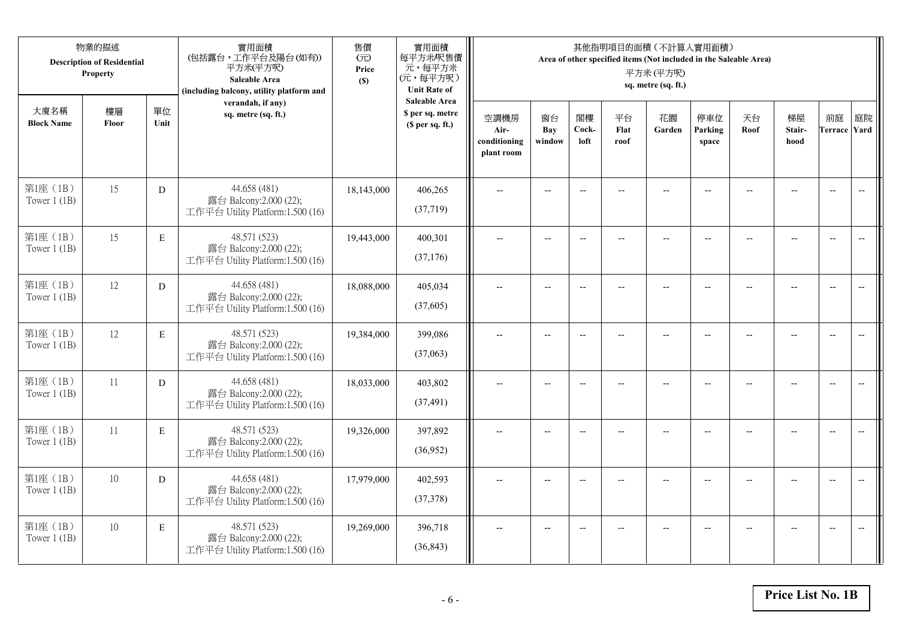| 物業的描述 Description of Residential Property | | | 實用面積 (包括露台，工作平台及陽台(如有)) 平方米(平方呎) Saleable Area (including balcony, utility platform and verandah, if any) sq. metre (sq. ft.) | 售價 (元) Price ($) | 實用面積 每平方米/呎售價 元，每平方米 (元，每平方呎) Unit Rate of Saleable Area $ per sq. metre ($ per sq. ft.) | 其他指明項目的面積（不計算入實用面積） Area of other specified items (Not included in the Saleable Area) 平方米 (平方呎) sq. metre (sq. ft.) | | | | | | | | | |
|---|---|---|---|---|---|---|---|---|---|---|---|---|---|---|---|
| 大廈名稱 Block Name | 樓層 Floor | 單位 Unit | | | | 空調機房 Air-conditioning plant room | 窗台 Bay window | 閣樓 Cock-loft | 平台 Flat roof | 花園 Garden | 停車位 Parking space | 天台 Roof | 梯屋 Stair-hood | 前庭 Terrace | 庭院 Yard |
| 第1座（1B） Tower 1 (1B) | 15 | D | 44.658 (481) 露台 Balcony:2.000 (22); 工作平台 Utility Platform:1.500 (16) | 18,143,000 | 406,265 (37,719) | -- | -- | -- | -- | -- | -- | -- | -- | -- | -- |
| 第1座（1B） Tower 1 (1B) | 15 | E | 48.571 (523) 露台 Balcony:2.000 (22); 工作平台 Utility Platform:1.500 (16) | 19,443,000 | 400,301 (37,176) | -- | -- | -- | -- | -- | -- | -- | -- | -- | -- |
| 第1座（1B） Tower 1 (1B) | 12 | D | 44.658 (481) 露台 Balcony:2.000 (22); 工作平台 Utility Platform:1.500 (16) | 18,088,000 | 405,034 (37,605) | -- | -- | -- | -- | -- | -- | -- | -- | -- | -- |
| 第1座（1B） Tower 1 (1B) | 12 | E | 48.571 (523) 露台 Balcony:2.000 (22); 工作平台 Utility Platform:1.500 (16) | 19,384,000 | 399,086 (37,063) | -- | -- | -- | -- | -- | -- | -- | -- | -- | -- |
| 第1座（1B） Tower 1 (1B) | 11 | D | 44.658 (481) 露台 Balcony:2.000 (22); 工作平台 Utility Platform:1.500 (16) | 18,033,000 | 403,802 (37,491) | -- | -- | -- | -- | -- | -- | -- | -- | -- | -- |
| 第1座（1B） Tower 1 (1B) | 11 | E | 48.571 (523) 露台 Balcony:2.000 (22); 工作平台 Utility Platform:1.500 (16) | 19,326,000 | 397,892 (36,952) | -- | -- | -- | -- | -- | -- | -- | -- | -- | -- |
| 第1座（1B） Tower 1 (1B) | 10 | D | 44.658 (481) 露台 Balcony:2.000 (22); 工作平台 Utility Platform:1.500 (16) | 17,979,000 | 402,593 (37,378) | -- | -- | -- | -- | -- | -- | -- | -- | -- | -- |
| 第1座（1B） Tower 1 (1B) | 10 | E | 48.571 (523) 露台 Balcony:2.000 (22); 工作平台 Utility Platform:1.500 (16) | 19,269,000 | 396,718 (36,843) | -- | -- | -- | -- | -- | -- | -- | -- | -- | -- |

**Price List No. 1B**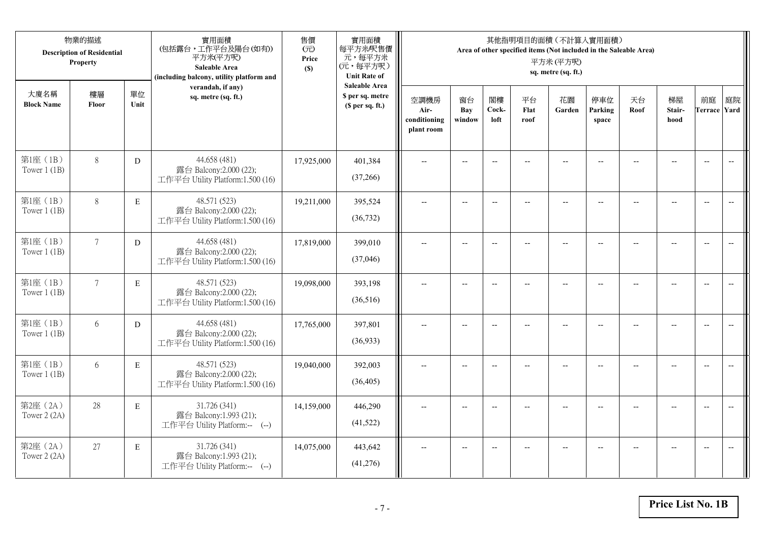| 物業的描述 Description of Residential Property | | | 實用面積 (包括露台，工作平台及陽台(如有)) 平方米(平方呎) Saleable Area (including balcony, utility platform and verandah, if any) sq. metre (sq. ft.) | 售價 (元) Price ($) | 實用面積 每平方米/呎售價 元，每平方米 (元，每平方呎) Unit Rate of Saleable Area $ per sq. metre ($ per sq. ft.) | 其他指明項目的面積（不計算入實用面積） Area of other specified items (Not included in the Saleable Area) 平方米 (平方呎) sq. metre (sq. ft.) | | | | | | | | | |
|---|---|---|---|---|---|---|---|---|---|---|---|---|---|---|---|
| 大廈名稱 Block Name | 樓層 Floor | 單位 Unit | | | | 空調機房 Air-conditioning plant room | 窗台 Bay window | 閣樓 Cock-loft | 平台 Flat roof | 花園 Garden | 停車位 Parking space | 天台 Roof | 梯屋 Stair-hood | 前庭 Terrace | 庭院 Yard |
| 第1座（1B） Tower 1 (1B) | 8 | D | 44.658 (481) 露台 Balcony:2.000 (22); 工作平台 Utility Platform:1.500 (16) | 17,925,000 | 401,384 (37,266) | -- | -- | -- | -- | -- | -- | -- | -- | -- | -- |
| 第1座（1B） Tower 1 (1B) | 8 | E | 48.571 (523) 露台 Balcony:2.000 (22); 工作平台 Utility Platform:1.500 (16) | 19,211,000 | 395,524 (36,732) | -- | -- | -- | -- | -- | -- | -- | -- | -- | -- |
| 第1座（1B） Tower 1 (1B) | 7 | D | 44.658 (481) 露台 Balcony:2.000 (22); 工作平台 Utility Platform:1.500 (16) | 17,819,000 | 399,010 (37,046) | -- | -- | -- | -- | -- | -- | -- | -- | -- | -- |
| 第1座（1B） Tower 1 (1B) | 7 | E | 48.571 (523) 露台 Balcony:2.000 (22); 工作平台 Utility Platform:1.500 (16) | 19,098,000 | 393,198 (36,516) | -- | -- | -- | -- | -- | -- | -- | -- | -- | -- |
| 第1座（1B） Tower 1 (1B) | 6 | D | 44.658 (481) 露台 Balcony:2.000 (22); 工作平台 Utility Platform:1.500 (16) | 17,765,000 | 397,801 (36,933) | -- | -- | -- | -- | -- | -- | -- | -- | -- | -- |
| 第1座（1B） Tower 1 (1B) | 6 | E | 48.571 (523) 露台 Balcony:2.000 (22); 工作平台 Utility Platform:1.500 (16) | 19,040,000 | 392,003 (36,405) | -- | -- | -- | -- | -- | -- | -- | -- | -- | -- |
| 第2座（2A） Tower 2 (2A) | 28 | E | 31.726 (341) 露台 Balcony:1.993 (21); 工作平台 Utility Platform:-- (--) | 14,159,000 | 446,290 (41,522) | -- | -- | -- | -- | -- | -- | -- | -- | -- | -- |
| 第2座（2A） Tower 2 (2A) | 27 | E | 31.726 (341) 露台 Balcony:1.993 (21); 工作平台 Utility Platform:-- (--) | 14,075,000 | 443,642 (41,276) | -- | -- | -- | -- | -- | -- | -- | -- | -- | -- |

**Price List No. 1B**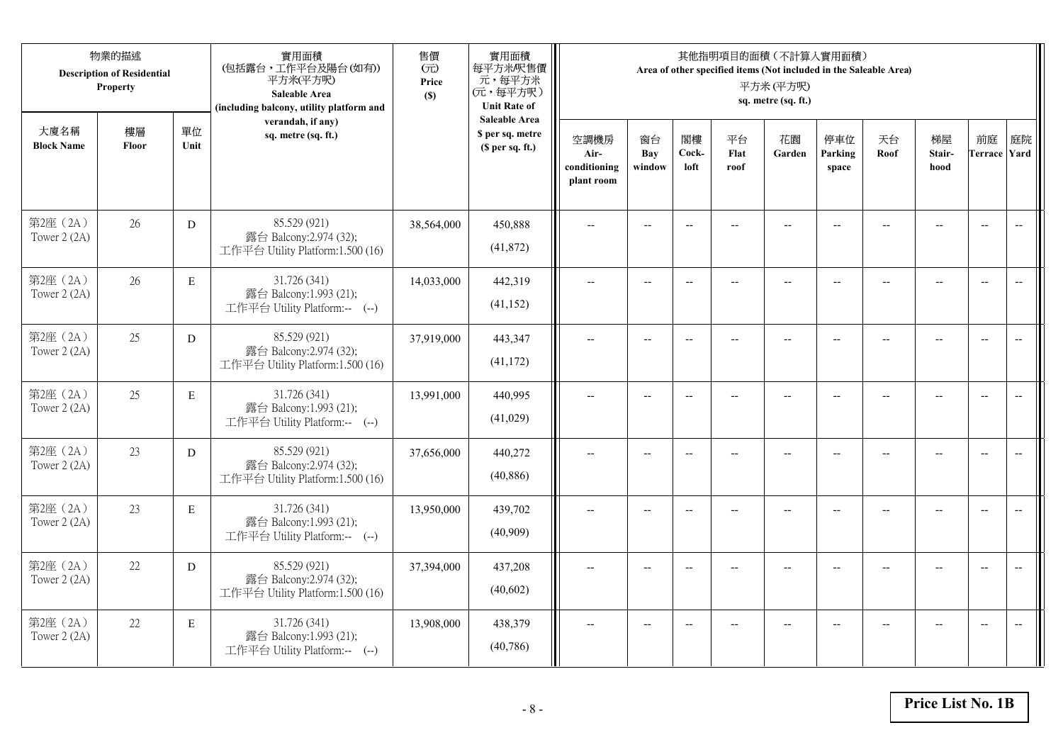| 物業的描述 Description of Residential Property | | | 實用面積 (包括露台，工作平台及陽台(如有)) 平方米(平方呎) Saleable Area (including balcony, utility platform and verandah, if any) sq. metre (sq. ft.) | 售價 (元) Price ($) | 實用面積 每平方米/呎售價 元，每平方米 (元，每平方呎) Unit Rate of Saleable Area $ per sq. metre ($ per sq. ft.) | 其他指明項目的面積（不計算入實用面積） Area of other specified items (Not included in the Saleable Area) 平方米 (平方呎) sq. metre (sq. ft.) | | | | | | | | | |
|---|---|---|---|---|---|---|---|---|---|---|---|---|---|---|---|
| 大廈名稱 Block Name | 樓層 Floor | 單位 Unit | | | | 空調機房 Air-conditioning plant room | 窗台 Bay window | 閣樓 Cock-loft | 平台 Flat roof | 花園 Garden | 停車位 Parking space | 天台 Roof | 梯屋 Stair-hood | 前庭 Terrace | 庭院 Yard |
| 第2座（2A） Tower 2 (2A) | 26 | D | 85.529 (921) 露台 Balcony:2.974 (32); 工作平台 Utility Platform:1.500 (16) | 38,564,000 | 450,888 (41,872) | -- | -- | -- | -- | -- | -- | -- | -- | -- | -- |
| 第2座（2A） Tower 2 (2A) | 26 | E | 31.726 (341) 露台 Balcony:1.993 (21); 工作平台 Utility Platform:-- (--) | 14,033,000 | 442,319 (41,152) | -- | -- | -- | -- | -- | -- | -- | -- | -- | -- |
| 第2座（2A） Tower 2 (2A) | 25 | D | 85.529 (921) 露台 Balcony:2.974 (32); 工作平台 Utility Platform:1.500 (16) | 37,919,000 | 443,347 (41,172) | -- | -- | -- | -- | -- | -- | -- | -- | -- | -- |
| 第2座（2A） Tower 2 (2A) | 25 | E | 31.726 (341) 露台 Balcony:1.993 (21); 工作平台 Utility Platform:-- (--) | 13,991,000 | 440,995 (41,029) | -- | -- | -- | -- | -- | -- | -- | -- | -- | -- |
| 第2座（2A） Tower 2 (2A) | 23 | D | 85.529 (921) 露台 Balcony:2.974 (32); 工作平台 Utility Platform:1.500 (16) | 37,656,000 | 440,272 (40,886) | -- | -- | -- | -- | -- | -- | -- | -- | -- | -- |
| 第2座（2A） Tower 2 (2A) | 23 | E | 31.726 (341) 露台 Balcony:1.993 (21); 工作平台 Utility Platform:-- (--) | 13,950,000 | 439,702 (40,909) | -- | -- | -- | -- | -- | -- | -- | -- | -- | -- |
| 第2座（2A） Tower 2 (2A) | 22 | D | 85.529 (921) 露台 Balcony:2.974 (32); 工作平台 Utility Platform:1.500 (16) | 37,394,000 | 437,208 (40,602) | -- | -- | -- | -- | -- | -- | -- | -- | -- | -- |
| 第2座（2A） Tower 2 (2A) | 22 | E | 31.726 (341) 露台 Balcony:1.993 (21); 工作平台 Utility Platform:-- (--) | 13,908,000 | 438,379 (40,786) | -- | -- | -- | -- | -- | -- | -- | -- | -- | -- |

**Price List No. 1B**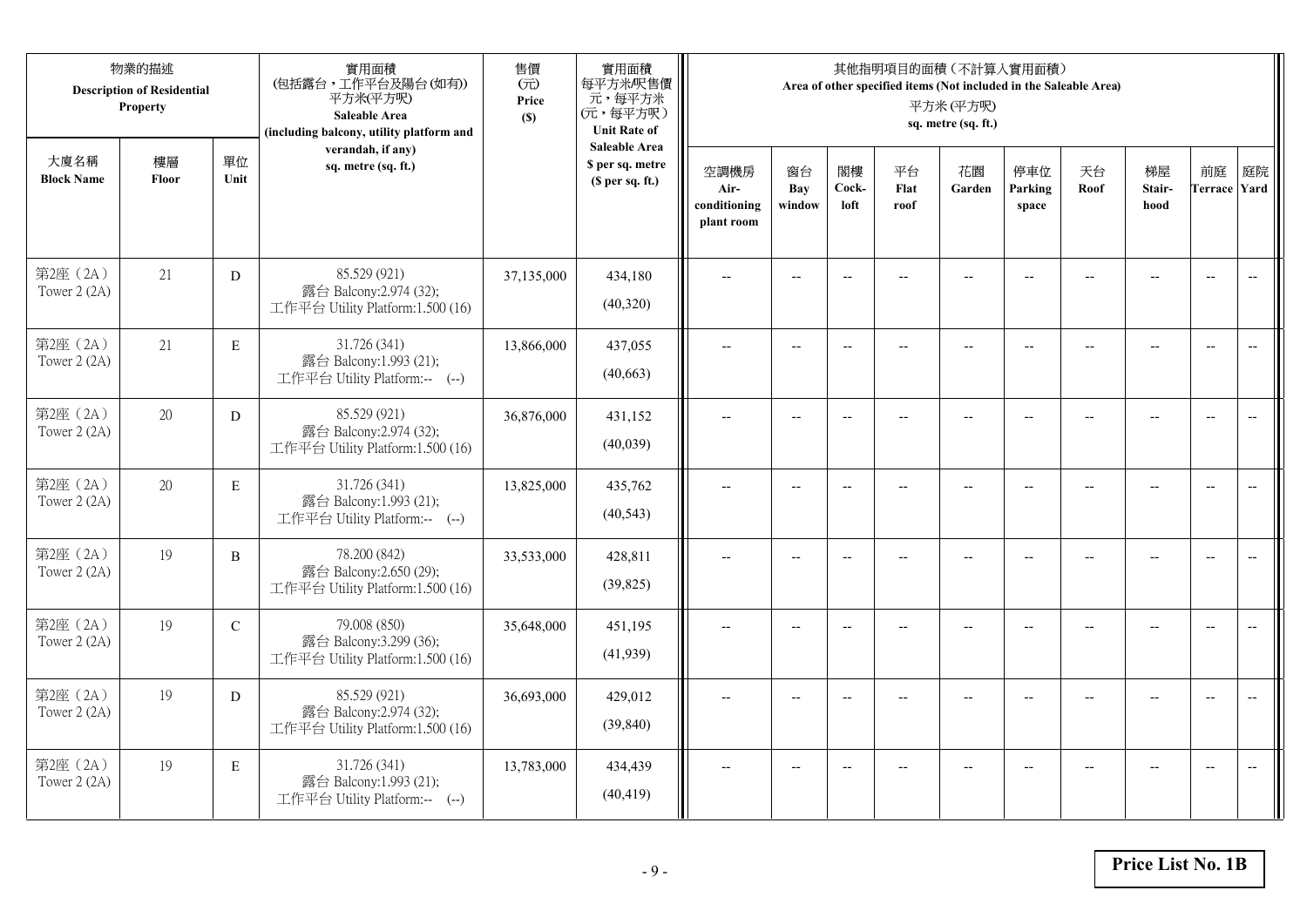| 物業的描述 Description of Residential Property | | | 實用面積 (包括露台，工作平台及陽台(如有)) 平方米(平方呎) Saleable Area (including balcony, utility platform and verandah, if any) sq. metre (sq. ft.) | 售價 (元) Price ($) | 實用面積 每平方米/呎售價 元，每平方米 (元，每平方呎) Unit Rate of Saleable Area $ per sq. metre ($ per sq. ft.) | 其他指明項目的面積（不計算入實用面積） Area of other specified items (Not included in the Saleable Area) 平方米 (平方呎) sq. metre (sq. ft.) | | | | | | | | | |
|---|---|---|---|---|---|---|---|---|---|---|---|---|---|---|---|
| 大廈名稱 Block Name | 樓層 Floor | 單位 Unit | | | | 空調機房 Air-conditioning plant room | 窗台 Bay window | 閣樓 Cock-loft | 平台 Flat roof | 花園 Garden | 停車位 Parking space | 天台 Roof | 梯屋 Stair-hood | 前庭 Terrace | 庭院 Yard |
| 第2座（2A） Tower 2 (2A) | 21 | D | 85.529 (921) 露台 Balcony:2.974 (32); 工作平台 Utility Platform:1.500 (16) | 37,135,000 | 434,180 (40,320) | -- | -- | -- | -- | -- | -- | -- | -- | -- | -- |
| 第2座（2A） Tower 2 (2A) | 21 | E | 31.726 (341) 露台 Balcony:1.993 (21); 工作平台 Utility Platform:-- (--) | 13,866,000 | 437,055 (40,663) | -- | -- | -- | -- | -- | -- | -- | -- | -- | -- |
| 第2座（2A） Tower 2 (2A) | 20 | D | 85.529 (921) 露台 Balcony:2.974 (32); 工作平台 Utility Platform:1.500 (16) | 36,876,000 | 431,152 (40,039) | -- | -- | -- | -- | -- | -- | -- | -- | -- | -- |
| 第2座（2A） Tower 2 (2A) | 20 | E | 31.726 (341) 露台 Balcony:1.993 (21); 工作平台 Utility Platform:-- (--) | 13,825,000 | 435,762 (40,543) | -- | -- | -- | -- | -- | -- | -- | -- | -- | -- |
| 第2座（2A） Tower 2 (2A) | 19 | B | 78.200 (842) 露台 Balcony:2.650 (29); 工作平台 Utility Platform:1.500 (16) | 33,533,000 | 428,811 (39,825) | -- | -- | -- | -- | -- | -- | -- | -- | -- | -- |
| 第2座（2A） Tower 2 (2A) | 19 | C | 79.008 (850) 露台 Balcony:3.299 (36); 工作平台 Utility Platform:1.500 (16) | 35,648,000 | 451,195 (41,939) | -- | -- | -- | -- | -- | -- | -- | -- | -- | -- |
| 第2座（2A） Tower 2 (2A) | 19 | D | 85.529 (921) 露台 Balcony:2.974 (32); 工作平台 Utility Platform:1.500 (16) | 36,693,000 | 429,012 (39,840) | -- | -- | -- | -- | -- | -- | -- | -- | -- | -- |
| 第2座（2A） Tower 2 (2A) | 19 | E | 31.726 (341) 露台 Balcony:1.993 (21); 工作平台 Utility Platform:-- (--) | 13,783,000 | 434,439 (40,419) | -- | -- | -- | -- | -- | -- | -- | -- | -- | -- |

**Price List No. 1B**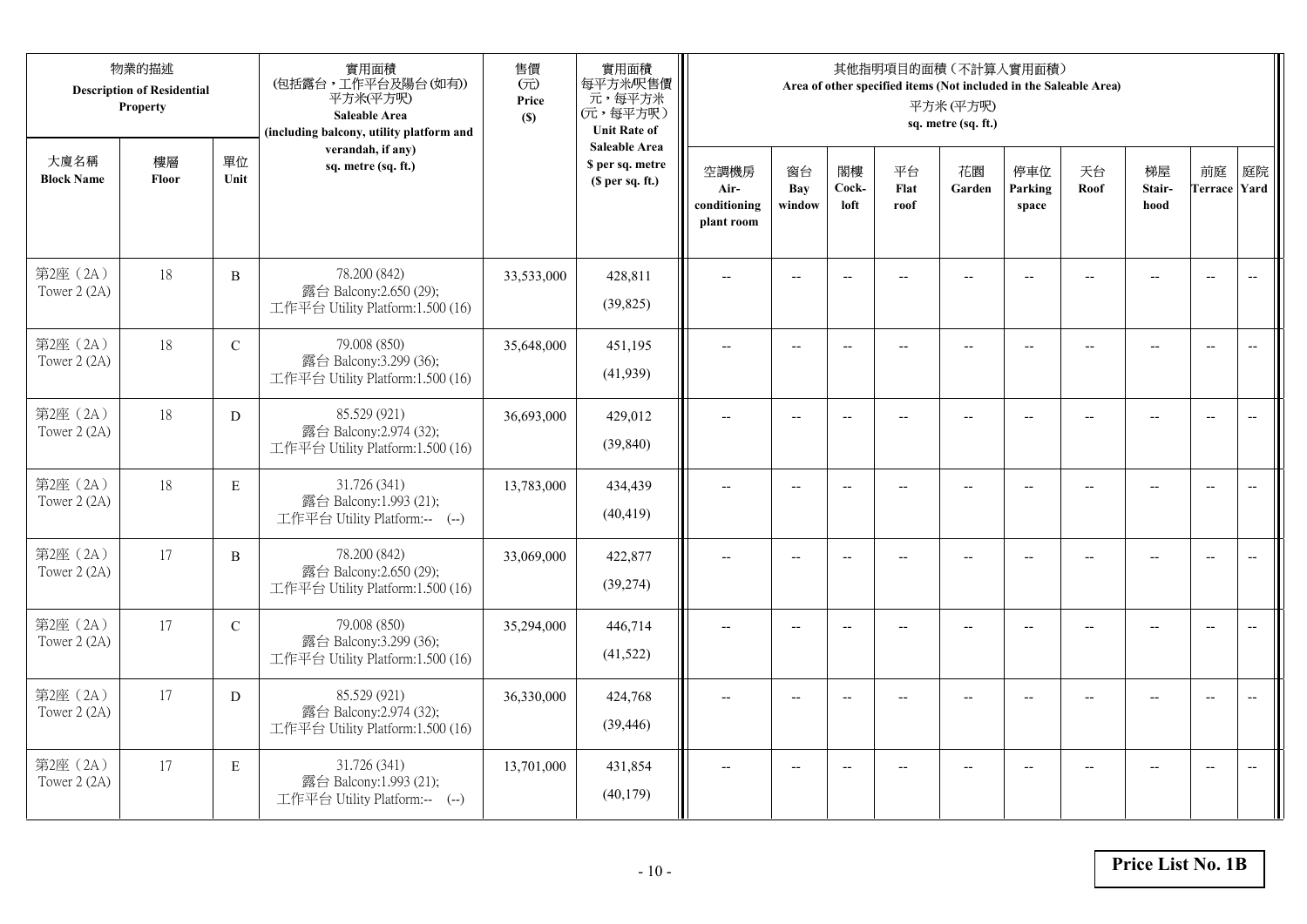| 物業的描述 Description of Residential Property | | | 實用面積 (包括露台，工作平台及陽台(如有)) 平方米(平方呎) Saleable Area (including balcony, utility platform and verandah, if any) sq. metre (sq. ft.) | 售價 (元) Price ($) | 實用面積 每平方米/呎售價 元，每平方米 (元，每平方呎) Unit Rate of Saleable Area $ per sq. metre ($ per sq. ft.) | 其他指明項目的面積（不計算入實用面積） Area of other specified items (Not included in the Saleable Area) 平方米 (平方呎) sq. metre (sq. ft.) | | | | | | | | | |
|---|---|---|---|---|---|---|---|---|---|---|---|---|---|---|---|
| 大廈名稱 Block Name | 樓層 Floor | 單位 Unit | | | | 空調機房 Air-conditioning plant room | 窗台 Bay window | 閣樓 Cock-loft | 平台 Flat roof | 花園 Garden | 停車位 Parking space | 天台 Roof | 梯屋 Stair-hood | 前庭 Terrace | 庭院 Yard |
| 第2座（2A） Tower 2 (2A) | 18 | B | 78.200 (842) 露台 Balcony:2.650 (29); 工作平台 Utility Platform:1.500 (16) | 33,533,000 | 428,811 (39,825) | -- | -- | -- | -- | -- | -- | -- | -- | -- | -- |
| 第2座（2A） Tower 2 (2A) | 18 | C | 79.008 (850) 露台 Balcony:3.299 (36); 工作平台 Utility Platform:1.500 (16) | 35,648,000 | 451,195 (41,939) | -- | -- | -- | -- | -- | -- | -- | -- | -- | -- |
| 第2座（2A） Tower 2 (2A) | 18 | D | 85.529 (921) 露台 Balcony:2.974 (32); 工作平台 Utility Platform:1.500 (16) | 36,693,000 | 429,012 (39,840) | -- | -- | -- | -- | -- | -- | -- | -- | -- | -- |
| 第2座（2A） Tower 2 (2A) | 18 | E | 31.726 (341) 露台 Balcony:1.993 (21); 工作平台 Utility Platform:-- (--) | 13,783,000 | 434,439 (40,419) | -- | -- | -- | -- | -- | -- | -- | -- | -- | -- |
| 第2座（2A） Tower 2 (2A) | 17 | B | 78.200 (842) 露台 Balcony:2.650 (29); 工作平台 Utility Platform:1.500 (16) | 33,069,000 | 422,877 (39,274) | -- | -- | -- | -- | -- | -- | -- | -- | -- | -- |
| 第2座（2A） Tower 2 (2A) | 17 | C | 79.008 (850) 露台 Balcony:3.299 (36); 工作平台 Utility Platform:1.500 (16) | 35,294,000 | 446,714 (41,522) | -- | -- | -- | -- | -- | -- | -- | -- | -- | -- |
| 第2座（2A） Tower 2 (2A) | 17 | D | 85.529 (921) 露台 Balcony:2.974 (32); 工作平台 Utility Platform:1.500 (16) | 36,330,000 | 424,768 (39,446) | -- | -- | -- | -- | -- | -- | -- | -- | -- | -- |
| 第2座（2A） Tower 2 (2A) | 17 | E | 31.726 (341) 露台 Balcony:1.993 (21); 工作平台 Utility Platform:-- (--) | 13,701,000 | 431,854 (40,179) | -- | -- | -- | -- | -- | -- | -- | -- | -- | -- |

**Price List No. 1B**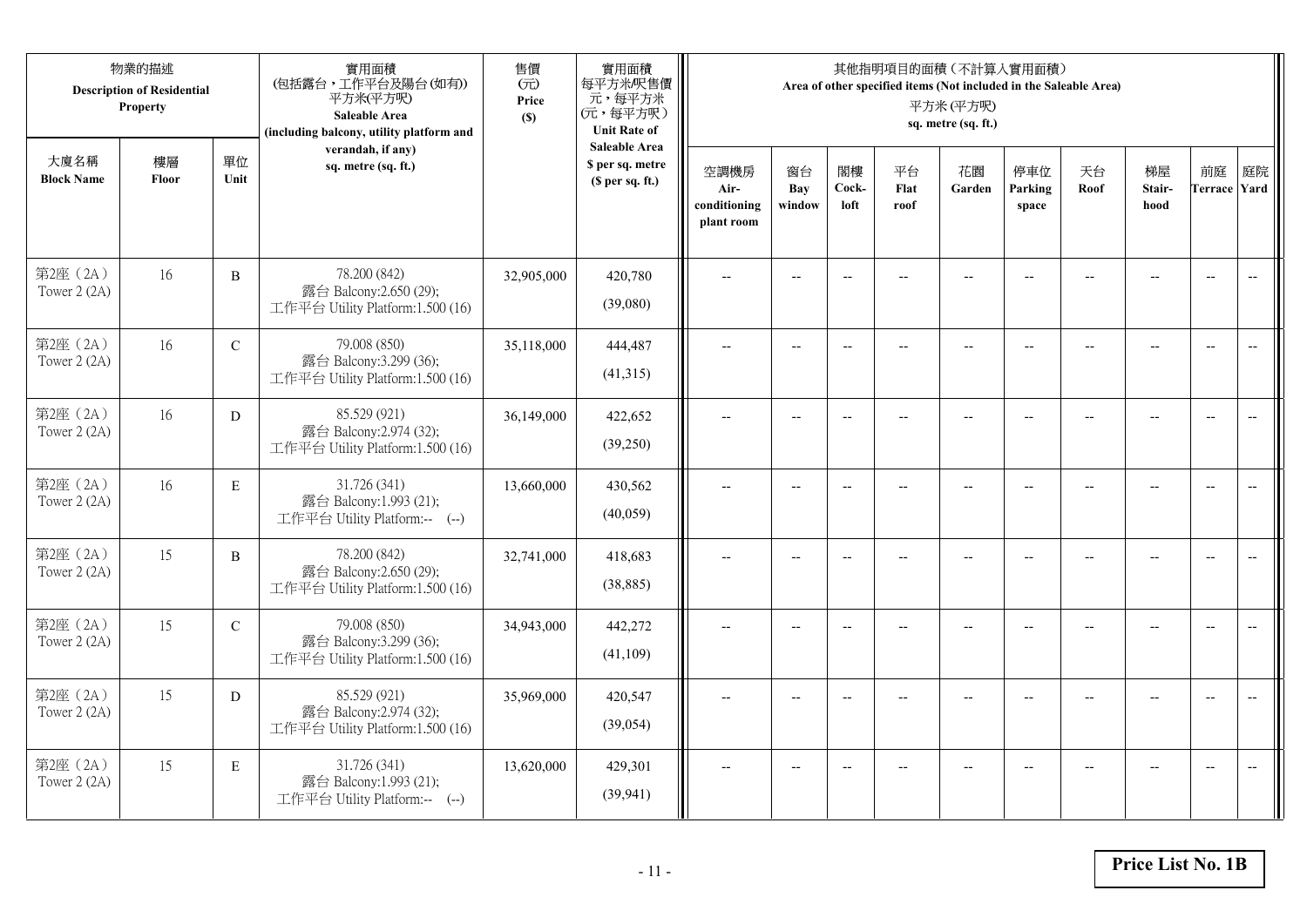| 物業的描述 Description of Residential Property | | | 實用面積 (包括露台，工作平台及陽台(如有)) 平方米(平方呎) Saleable Area (including balcony, utility platform and verandah, if any) sq. metre (sq. ft.) | 售價 (元) Price ($) | 實用面積 每平方米/呎售價 元，每平方米 (元，每平方呎) Unit Rate of Saleable Area $ per sq. metre ($ per sq. ft.) | 其他指明項目的面積（不計算入實用面積） Area of other specified items (Not included in the Saleable Area) 平方米 (平方呎) sq. metre (sq. ft.) | | | | | | | | | |
|---|---|---|---|---|---|---|---|---|---|---|---|---|---|---|---|
| 大廈名稱 Block Name | 樓層 Floor | 單位 Unit | | | | 空調機房 Air-conditioning plant room | 窗台 Bay window | 閣樓 Cock-loft | 平台 Flat roof | 花園 Garden | 停車位 Parking space | 天台 Roof | 梯屋 Stair-hood | 前庭 Terrace | 庭院 Yard |
| 第2座（2A） Tower 2 (2A) | 16 | B | 78.200 (842) 露台 Balcony:2.650 (29); 工作平台 Utility Platform:1.500 (16) | 32,905,000 | 420,780 (39,080) | -- | -- | -- | -- | -- | -- | -- | -- | -- | -- |
| 第2座（2A） Tower 2 (2A) | 16 | C | 79.008 (850) 露台 Balcony:3.299 (36); 工作平台 Utility Platform:1.500 (16) | 35,118,000 | 444,487 (41,315) | -- | -- | -- | -- | -- | -- | -- | -- | -- | -- |
| 第2座（2A） Tower 2 (2A) | 16 | D | 85.529 (921) 露台 Balcony:2.974 (32); 工作平台 Utility Platform:1.500 (16) | 36,149,000 | 422,652 (39,250) | -- | -- | -- | -- | -- | -- | -- | -- | -- | -- |
| 第2座（2A） Tower 2 (2A) | 16 | E | 31.726 (341) 露台 Balcony:1.993 (21); 工作平台 Utility Platform:-- (--) | 13,660,000 | 430,562 (40,059) | -- | -- | -- | -- | -- | -- | -- | -- | -- | -- |
| 第2座（2A） Tower 2 (2A) | 15 | B | 78.200 (842) 露台 Balcony:2.650 (29); 工作平台 Utility Platform:1.500 (16) | 32,741,000 | 418,683 (38,885) | -- | -- | -- | -- | -- | -- | -- | -- | -- | -- |
| 第2座（2A） Tower 2 (2A) | 15 | C | 79.008 (850) 露台 Balcony:3.299 (36); 工作平台 Utility Platform:1.500 (16) | 34,943,000 | 442,272 (41,109) | -- | -- | -- | -- | -- | -- | -- | -- | -- | -- |
| 第2座（2A） Tower 2 (2A) | 15 | D | 85.529 (921) 露台 Balcony:2.974 (32); 工作平台 Utility Platform:1.500 (16) | 35,969,000 | 420,547 (39,054) | -- | -- | -- | -- | -- | -- | -- | -- | -- | -- |
| 第2座（2A） Tower 2 (2A) | 15 | E | 31.726 (341) 露台 Balcony:1.993 (21); 工作平台 Utility Platform:-- (--) | 13,620,000 | 429,301 (39,941) | -- | -- | -- | -- | -- | -- | -- | -- | -- | -- |

**Price List No. 1B**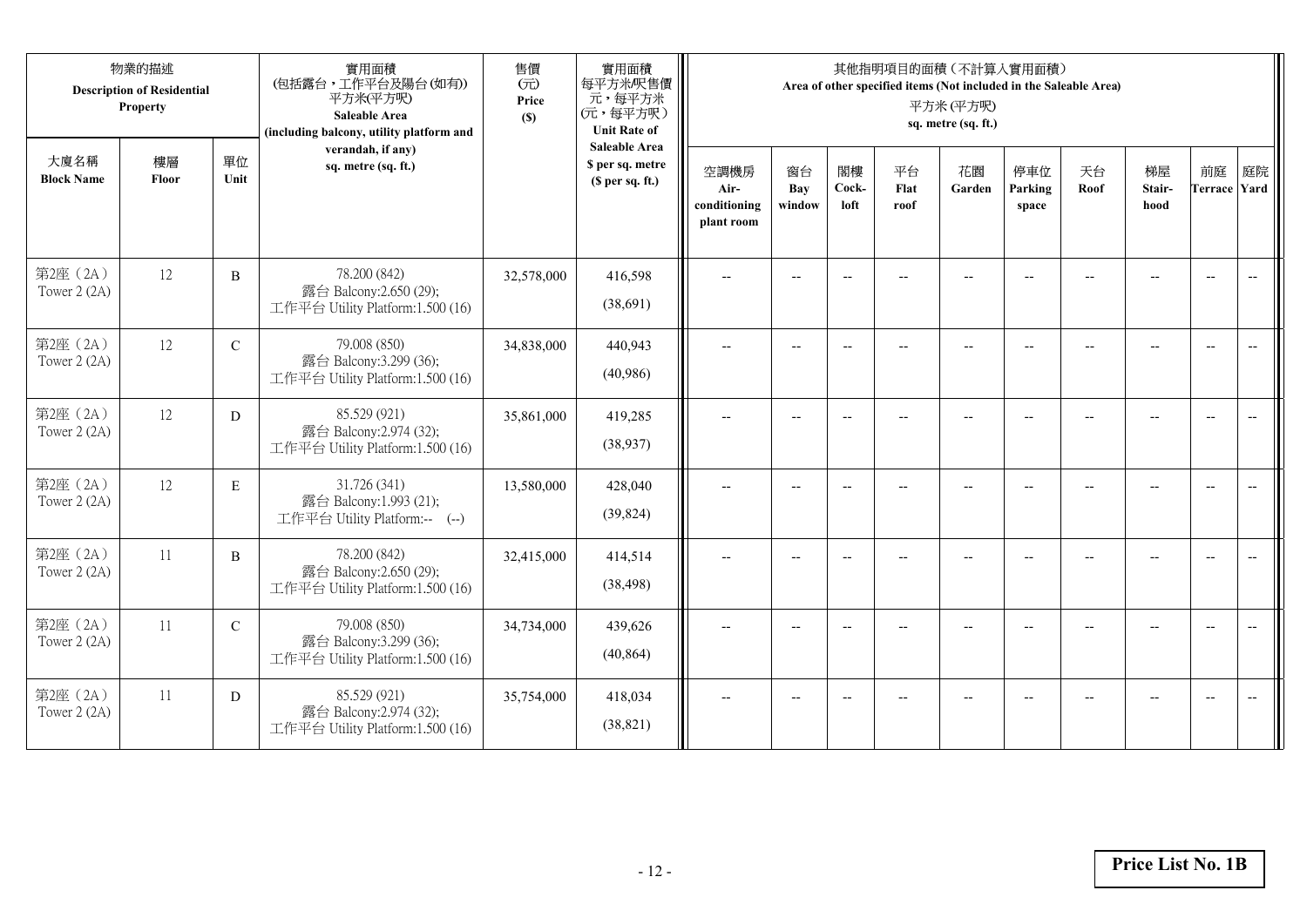| 物業的描述 Description of Residential Property | | | 實用面積 (包括露台，工作平台及陽台(如有)) 平方米(平方呎) Saleable Area (including balcony, utility platform and verandah, if any) sq. metre (sq. ft.) | 售價 (元) Price ($) | 實用面積 每平方米/呎售價 元，每平方米 (元，每平方呎) Unit Rate of Saleable Area $ per sq. metre ($ per sq. ft.) | 其他指明項目的面積（不計算入實用面積） Area of other specified items (Not included in the Saleable Area) 平方米 (平方呎) sq. metre (sq. ft.) | | | | | | | | | |
|---|---|---|---|---|---|---|---|---|---|---|---|---|---|---|---|
| 大廈名稱 Block Name | 樓層 Floor | 單位 Unit | | | | 空調機房 Air-conditioning plant room | 窗台 Bay window | 閣樓 Cock-loft | 平台 Flat roof | 花園 Garden | 停車位 Parking space | 天台 Roof | 梯屋 Stair-hood | 前庭 Terrace | 庭院 Yard |
| 第2座（2A） Tower 2 (2A) | 12 | B | 78.200 (842) 露台 Balcony:2.650 (29); 工作平台 Utility Platform:1.500 (16) | 32,578,000 | 416,598 (38,691) | -- | -- | -- | -- | -- | -- | -- | -- | -- | -- |
| 第2座（2A） Tower 2 (2A) | 12 | C | 79.008 (850) 露台 Balcony:3.299 (36); 工作平台 Utility Platform:1.500 (16) | 34,838,000 | 440,943 (40,986) | -- | -- | -- | -- | -- | -- | -- | -- | -- | -- |
| 第2座（2A） Tower 2 (2A) | 12 | D | 85.529 (921) 露台 Balcony:2.974 (32); 工作平台 Utility Platform:1.500 (16) | 35,861,000 | 419,285 (38,937) | -- | -- | -- | -- | -- | -- | -- | -- | -- | -- |
| 第2座（2A） Tower 2 (2A) | 12 | E | 31.726 (341) 露台 Balcony:1.993 (21); 工作平台 Utility Platform:-- (--) | 13,580,000 | 428,040 (39,824) | -- | -- | -- | -- | -- | -- | -- | -- | -- | -- |
| 第2座（2A） Tower 2 (2A) | 11 | B | 78.200 (842) 露台 Balcony:2.650 (29); 工作平台 Utility Platform:1.500 (16) | 32,415,000 | 414,514 (38,498) | -- | -- | -- | -- | -- | -- | -- | -- | -- | -- |
| 第2座（2A） Tower 2 (2A) | 11 | C | 79.008 (850) 露台 Balcony:3.299 (36); 工作平台 Utility Platform:1.500 (16) | 34,734,000 | 439,626 (40,864) | -- | -- | -- | -- | -- | -- | -- | -- | -- | -- |
| 第2座（2A） Tower 2 (2A) | 11 | D | 85.529 (921) 露台 Balcony:2.974 (32); 工作平台 Utility Platform:1.500 (16) | 35,754,000 | 418,034 (38,821) | -- | -- | -- | -- | -- | -- | -- | -- | -- | -- |

**Price List No. 1B**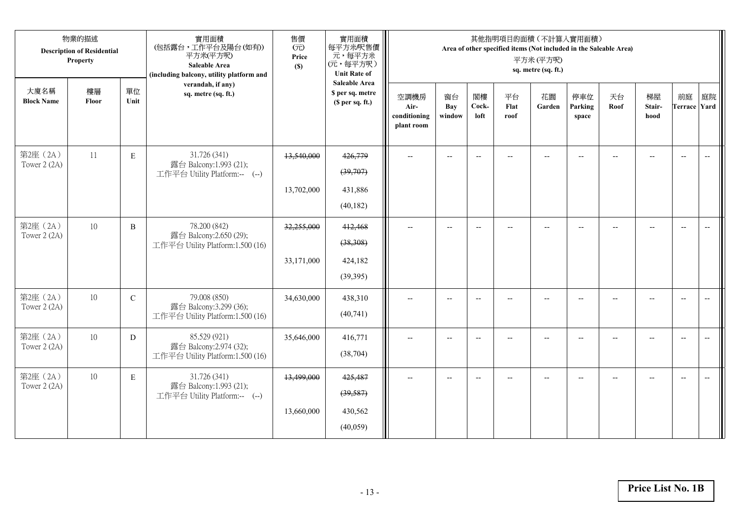| 物業的描述 Description of Residential Property | | | 實用面積 (包括露台，工作平台及陽台(如有)) 平方米(平方呎) Saleable Area (including balcony, utility platform and verandah, if any) sq. metre (sq. ft.) | 售價 (元) Price ($) | 實用面積 每平方米/呎售價 元，每平方米 (元，每平方呎) Unit Rate of Saleable Area $ per sq. metre ($ per sq. ft.) | 其他指明項目的面積（不計算入實用面積） Area of other specified items (Not included in the Saleable Area) 平方米 (平方呎) sq. metre (sq. ft.) | | | | | | | | | |
|---|---|---|---|---|---|---|---|---|---|---|---|---|---|---|---|
| 大廈名稱 Block Name | 樓層 Floor | 單位 Unit | | | | 空調機房 Air-conditioning plant room | 窗台 Bay window | 閣樓 Cock-loft | 平台 Flat roof | 花園 Garden | 停車位 Parking space | 天台 Roof | 梯屋 Stair-hood | 前庭 Terrace | 庭院 Yard |
| 第2座（2A） Tower 2 (2A) | 11 | E | 31.726 (341) 露台 Balcony:1.993 (21); 工作平台 Utility Platform:-- (--) | ~~13,540,000~~ 13,702,000 | ~~426,779~~ ~~(39,707)~~ 431,886 (40,182) | -- | -- | -- | -- | -- | -- | -- | -- | -- | -- |
| 第2座（2A） Tower 2 (2A) | 10 | B | 78.200 (842) 露台 Balcony:2.650 (29); 工作平台 Utility Platform:1.500 (16) | ~~32,255,000~~ 33,171,000 | ~~412,468~~ ~~(38,308)~~ 424,182 (39,395) | -- | -- | -- | -- | -- | -- | -- | -- | -- | -- |
| 第2座（2A） Tower 2 (2A) | 10 | C | 79.008 (850) 露台 Balcony:3.299 (36); 工作平台 Utility Platform:1.500 (16) | 34,630,000 | 438,310 (40,741) | -- | -- | -- | -- | -- | -- | -- | -- | -- | -- |
| 第2座（2A） Tower 2 (2A) | 10 | D | 85.529 (921) 露台 Balcony:2.974 (32); 工作平台 Utility Platform:1.500 (16) | 35,646,000 | 416,771 (38,704) | -- | -- | -- | -- | -- | -- | -- | -- | -- | -- |
| 第2座（2A） Tower 2 (2A) | 10 | E | 31.726 (341) 露台 Balcony:1.993 (21); 工作平台 Utility Platform:-- (--) | ~~13,499,000~~ 13,660,000 | ~~425,487~~ ~~(39,587)~~ 430,562 (40,059) | -- | -- | -- | -- | -- | -- | -- | -- | -- | -- |

**Price List No. 1B**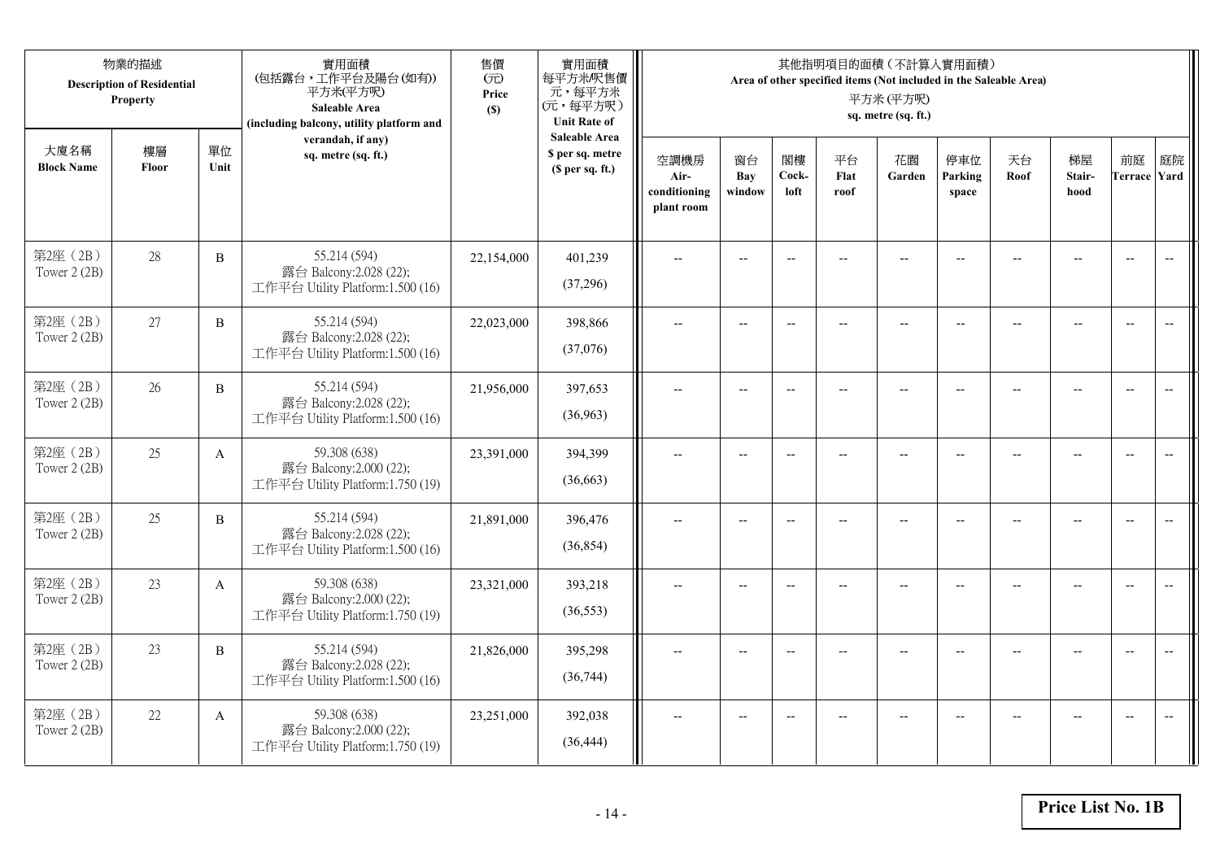| 物業的描述 Description of Residential Property | | | 實用面積 (包括露台，工作平台及陽台(如有)) 平方米(平方呎) Saleable Area (including balcony, utility platform and verandah, if any) sq. metre (sq. ft.) | 售價 (元) Price ($) | 實用面積 每平方米/呎售價 元，每平方米 (元，每平方呎) Unit Rate of Saleable Area $ per sq. metre ($ per sq. ft.) | 其他指明項目的面積（不計算入實用面積） Area of other specified items (Not included in the Saleable Area) 平方米 (平方呎) sq. metre (sq. ft.) | | | | | | | | | |
|---|---|---|---|---|---|---|---|---|---|---|---|---|---|---|---|
| 大廈名稱 Block Name | 樓層 Floor | 單位 Unit | | | | 空調機房 Air-conditioning plant room | 窗台 Bay window | 閣樓 Cock-loft | 平台 Flat roof | 花園 Garden | 停車位 Parking space | 天台 Roof | 梯屋 Stair-hood | 前庭 Terrace | 庭院 Yard |
| 第2座（2B） Tower 2 (2B) | 28 | B | 55.214 (594) 露台 Balcony:2.028 (22); 工作平台 Utility Platform:1.500 (16) | 22,154,000 | 401,239 (37,296) | -- | -- | -- | -- | -- | -- | -- | -- | -- | -- |
| 第2座（2B） Tower 2 (2B) | 27 | B | 55.214 (594) 露台 Balcony:2.028 (22); 工作平台 Utility Platform:1.500 (16) | 22,023,000 | 398,866 (37,076) | -- | -- | -- | -- | -- | -- | -- | -- | -- | -- |
| 第2座（2B） Tower 2 (2B) | 26 | B | 55.214 (594) 露台 Balcony:2.028 (22); 工作平台 Utility Platform:1.500 (16) | 21,956,000 | 397,653 (36,963) | -- | -- | -- | -- | -- | -- | -- | -- | -- | -- |
| 第2座（2B） Tower 2 (2B) | 25 | A | 59.308 (638) 露台 Balcony:2.000 (22); 工作平台 Utility Platform:1.750 (19) | 23,391,000 | 394,399 (36,663) | -- | -- | -- | -- | -- | -- | -- | -- | -- | -- |
| 第2座（2B） Tower 2 (2B) | 25 | B | 55.214 (594) 露台 Balcony:2.028 (22); 工作平台 Utility Platform:1.500 (16) | 21,891,000 | 396,476 (36,854) | -- | -- | -- | -- | -- | -- | -- | -- | -- | -- |
| 第2座（2B） Tower 2 (2B) | 23 | A | 59.308 (638) 露台 Balcony:2.000 (22); 工作平台 Utility Platform:1.750 (19) | 23,321,000 | 393,218 (36,553) | -- | -- | -- | -- | -- | -- | -- | -- | -- | -- |
| 第2座（2B） Tower 2 (2B) | 23 | B | 55.214 (594) 露台 Balcony:2.028 (22); 工作平台 Utility Platform:1.500 (16) | 21,826,000 | 395,298 (36,744) | -- | -- | -- | -- | -- | -- | -- | -- | -- | -- |
| 第2座（2B） Tower 2 (2B) | 22 | A | 59.308 (638) 露台 Balcony:2.000 (22); 工作平台 Utility Platform:1.750 (19) | 23,251,000 | 392,038 (36,444) | -- | -- | -- | -- | -- | -- | -- | -- | -- | -- |

**Price List No. 1B**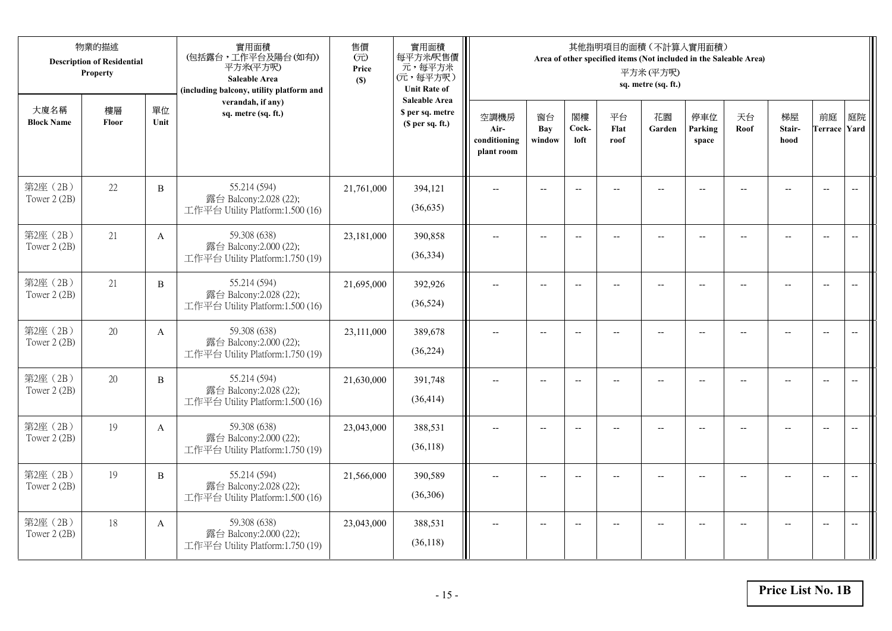| 物業的描述 Description of Residential Property | | | 實用面積 (包括露台，工作平台及陽台(如有)) 平方米(平方呎) Saleable Area (including balcony, utility platform and verandah, if any) sq. metre (sq. ft.) | 售價 (元) Price ($) | 實用面積 每平方米/呎售價 元，每平方米 (元，每平方呎) Unit Rate of Saleable Area $ per sq. metre ($ per sq. ft.) | 其他指明項目的面積（不計算入實用面積） Area of other specified items (Not included in the Saleable Area) 平方米 (平方呎) sq. metre (sq. ft.) | | | | | | | | | |
|---|---|---|---|---|---|---|---|---|---|---|---|---|---|---|---|
| 大廈名稱 Block Name | 樓層 Floor | 單位 Unit | | | | 空調機房 Air-conditioning plant room | 窗台 Bay window | 閣樓 Cock-loft | 平台 Flat roof | 花園 Garden | 停車位 Parking space | 天台 Roof | 梯屋 Stair-hood | 前庭 Terrace | 庭院 Yard |
| 第2座（2B） Tower 2 (2B) | 22 | B | 55.214 (594) 露台 Balcony:2.028 (22); 工作平台 Utility Platform:1.500 (16) | 21,761,000 | 394,121 (36,635) | -- | -- | -- | -- | -- | -- | -- | -- | -- | -- |
| 第2座（2B） Tower 2 (2B) | 21 | A | 59.308 (638) 露台 Balcony:2.000 (22); 工作平台 Utility Platform:1.750 (19) | 23,181,000 | 390,858 (36,334) | -- | -- | -- | -- | -- | -- | -- | -- | -- | -- |
| 第2座（2B） Tower 2 (2B) | 21 | B | 55.214 (594) 露台 Balcony:2.028 (22); 工作平台 Utility Platform:1.500 (16) | 21,695,000 | 392,926 (36,524) | -- | -- | -- | -- | -- | -- | -- | -- | -- | -- |
| 第2座（2B） Tower 2 (2B) | 20 | A | 59.308 (638) 露台 Balcony:2.000 (22); 工作平台 Utility Platform:1.750 (19) | 23,111,000 | 389,678 (36,224) | -- | -- | -- | -- | -- | -- | -- | -- | -- | -- |
| 第2座（2B） Tower 2 (2B) | 20 | B | 55.214 (594) 露台 Balcony:2.028 (22); 工作平台 Utility Platform:1.500 (16) | 21,630,000 | 391,748 (36,414) | -- | -- | -- | -- | -- | -- | -- | -- | -- | -- |
| 第2座（2B） Tower 2 (2B) | 19 | A | 59.308 (638) 露台 Balcony:2.000 (22); 工作平台 Utility Platform:1.750 (19) | 23,043,000 | 388,531 (36,118) | -- | -- | -- | -- | -- | -- | -- | -- | -- | -- |
| 第2座（2B） Tower 2 (2B) | 19 | B | 55.214 (594) 露台 Balcony:2.028 (22); 工作平台 Utility Platform:1.500 (16) | 21,566,000 | 390,589 (36,306) | -- | -- | -- | -- | -- | -- | -- | -- | -- | -- |
| 第2座（2B） Tower 2 (2B) | 18 | A | 59.308 (638) 露台 Balcony:2.000 (22); 工作平台 Utility Platform:1.750 (19) | 23,043,000 | 388,531 (36,118) | -- | -- | -- | -- | -- | -- | -- | -- | -- | -- |

**Price List No. 1B**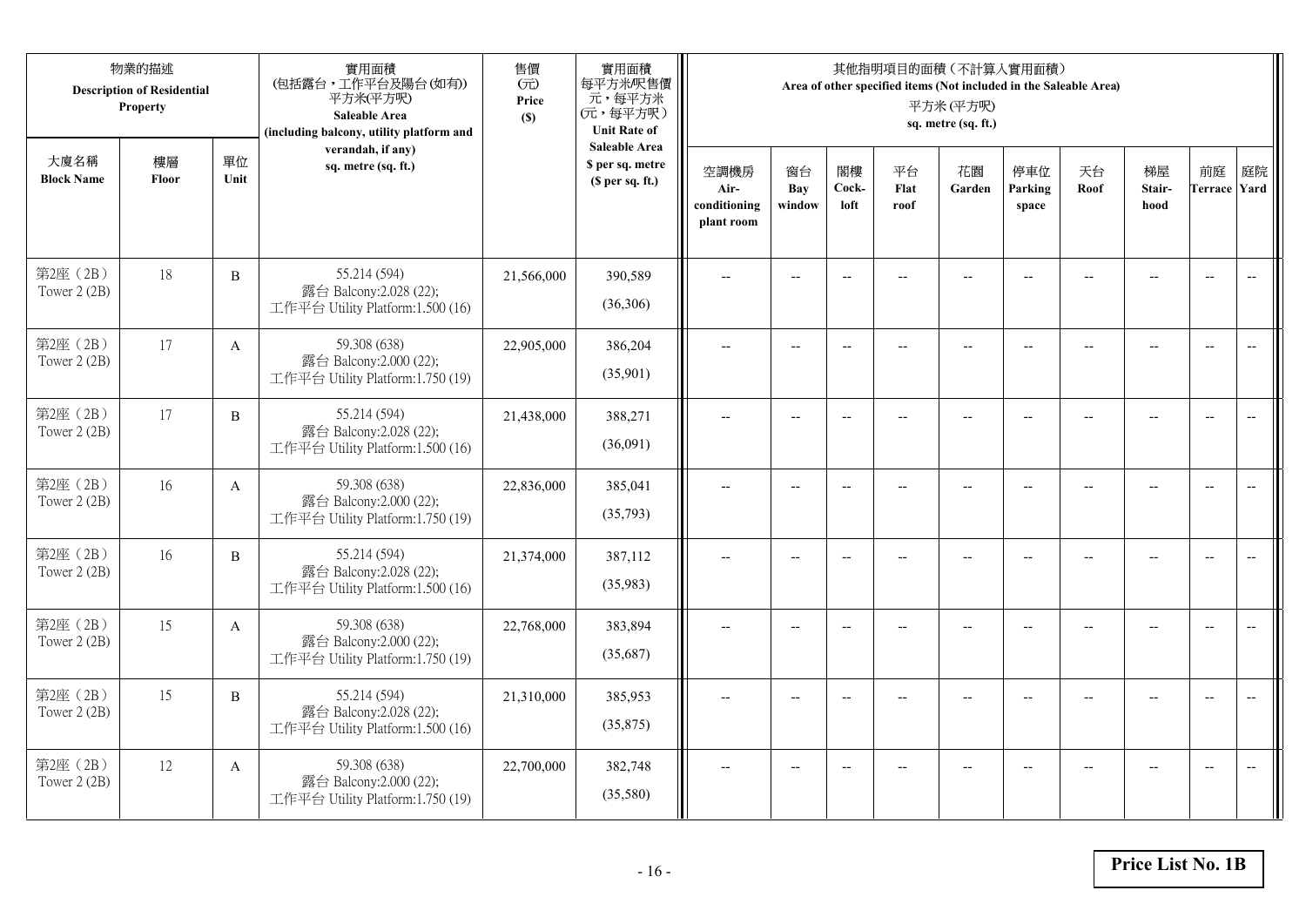| 物業的描述 Description of Residential Property | | | 實用面積 (包括露台，工作平台及陽台(如有)) 平方米(平方呎) Saleable Area (including balcony, utility platform and verandah, if any) sq. metre (sq. ft.) | 售價 (元) Price ($) | 實用面積 每平方米/呎售價 元，每平方米 (元，每平方呎) Unit Rate of Saleable Area $ per sq. metre ($ per sq. ft.) | 其他指明項目的面積（不計算入實用面積） Area of other specified items (Not included in the Saleable Area) 平方米 (平方呎) sq. metre (sq. ft.) | | | | | | | | | |
|---|---|---|---|---|---|---|---|---|---|---|---|---|---|---|---|
| 大廈名稱 Block Name | 樓層 Floor | 單位 Unit | | | | 空調機房 Air-conditioning plant room | 窗台 Bay window | 閣樓 Cock-loft | 平台 Flat roof | 花園 Garden | 停車位 Parking space | 天台 Roof | 梯屋 Stair-hood | 前庭 Terrace | 庭院 Yard |
| 第2座（2B） Tower 2 (2B) | 18 | B | 55.214 (594) 露台 Balcony:2.028 (22); 工作平台 Utility Platform:1.500 (16) | 21,566,000 | 390,589 (36,306) | -- | -- | -- | -- | -- | -- | -- | -- | -- | -- |
| 第2座（2B） Tower 2 (2B) | 17 | A | 59.308 (638) 露台 Balcony:2.000 (22); 工作平台 Utility Platform:1.750 (19) | 22,905,000 | 386,204 (35,901) | -- | -- | -- | -- | -- | -- | -- | -- | -- | -- |
| 第2座（2B） Tower 2 (2B) | 17 | B | 55.214 (594) 露台 Balcony:2.028 (22); 工作平台 Utility Platform:1.500 (16) | 21,438,000 | 388,271 (36,091) | -- | -- | -- | -- | -- | -- | -- | -- | -- | -- |
| 第2座（2B） Tower 2 (2B) | 16 | A | 59.308 (638) 露台 Balcony:2.000 (22); 工作平台 Utility Platform:1.750 (19) | 22,836,000 | 385,041 (35,793) | -- | -- | -- | -- | -- | -- | -- | -- | -- | -- |
| 第2座（2B） Tower 2 (2B) | 16 | B | 55.214 (594) 露台 Balcony:2.028 (22); 工作平台 Utility Platform:1.500 (16) | 21,374,000 | 387,112 (35,983) | -- | -- | -- | -- | -- | -- | -- | -- | -- | -- |
| 第2座（2B） Tower 2 (2B) | 15 | A | 59.308 (638) 露台 Balcony:2.000 (22); 工作平台 Utility Platform:1.750 (19) | 22,768,000 | 383,894 (35,687) | -- | -- | -- | -- | -- | -- | -- | -- | -- | -- |
| 第2座（2B） Tower 2 (2B) | 15 | B | 55.214 (594) 露台 Balcony:2.028 (22); 工作平台 Utility Platform:1.500 (16) | 21,310,000 | 385,953 (35,875) | -- | -- | -- | -- | -- | -- | -- | -- | -- | -- |
| 第2座（2B） Tower 2 (2B) | 12 | A | 59.308 (638) 露台 Balcony:2.000 (22); 工作平台 Utility Platform:1.750 (19) | 22,700,000 | 382,748 (35,580) | -- | -- | -- | -- | -- | -- | -- | -- | -- | -- |

**Price List No. 1B**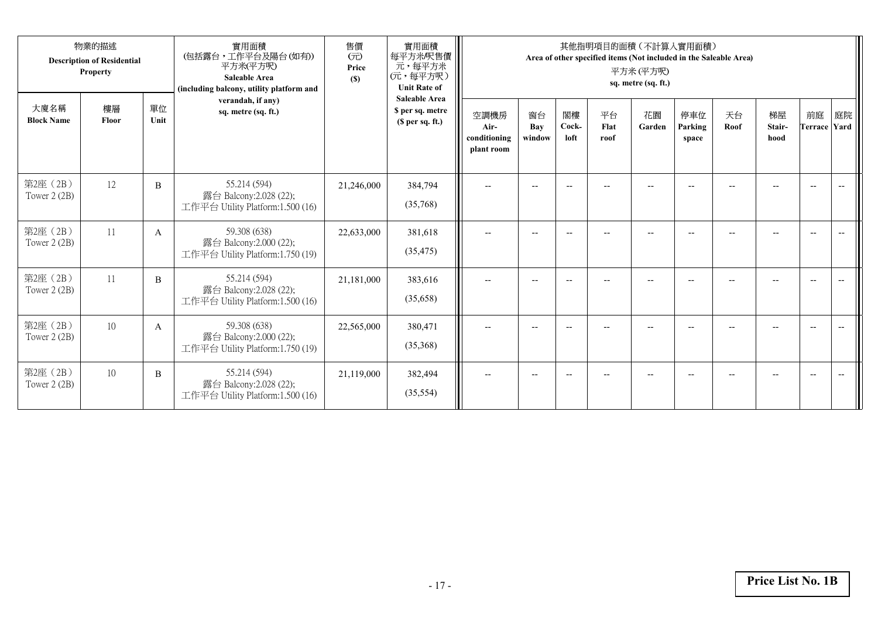| 物業的描述 Description of Residential Property | | | 實用面積 (包括露台，工作平台及陽台(如有)) 平方米(平方呎) Saleable Area (including balcony, utility platform and verandah, if any) sq. metre (sq. ft.) | 售價 (元) Price ($) | 實用面積 每平方米/呎售價 元，每平方米 (元，每平方呎) Unit Rate of Saleable Area $ per sq. metre ($ per sq. ft.) | 其他指明項目的面積（不計算入實用面積） Area of other specified items (Not included in the Saleable Area) 平方米 (平方呎) sq. metre (sq. ft.) | | | | | | | | | |
|---|---|---|---|---|---|---|---|---|---|---|---|---|---|---|---|
| 大廈名稱 Block Name | 樓層 Floor | 單位 Unit | | | | 空調機房 Air-conditioning plant room | 窗台 Bay window | 閣樓 Cock-loft | 平台 Flat roof | 花園 Garden | 停車位 Parking space | 天台 Roof | 梯屋 Stair-hood | 前庭 Terrace | 庭院 Yard |
| 第2座（2B） Tower 2 (2B) | 12 | B | 55.214 (594) 露台 Balcony:2.028 (22); 工作平台 Utility Platform:1.500 (16) | 21,246,000 | 384,794 (35,768) | -- | -- | -- | -- | -- | -- | -- | -- | -- | -- |
| 第2座（2B） Tower 2 (2B) | 11 | A | 59.308 (638) 露台 Balcony:2.000 (22); 工作平台 Utility Platform:1.750 (19) | 22,633,000 | 381,618 (35,475) | -- | -- | -- | -- | -- | -- | -- | -- | -- | -- |
| 第2座（2B） Tower 2 (2B) | 11 | B | 55.214 (594) 露台 Balcony:2.028 (22); 工作平台 Utility Platform:1.500 (16) | 21,181,000 | 383,616 (35,658) | -- | -- | -- | -- | -- | -- | -- | -- | -- | -- |
| 第2座（2B） Tower 2 (2B) | 10 | A | 59.308 (638) 露台 Balcony:2.000 (22); 工作平台 Utility Platform:1.750 (19) | 22,565,000 | 380,471 (35,368) | -- | -- | -- | -- | -- | -- | -- | -- | -- | -- |
| 第2座（2B） Tower 2 (2B) | 10 | B | 55.214 (594) 露台 Balcony:2.028 (22); 工作平台 Utility Platform:1.500 (16) | 21,119,000 | 382,494 (35,554) | -- | -- | -- | -- | -- | -- | -- | -- | -- | -- |

**Price List No. 1B**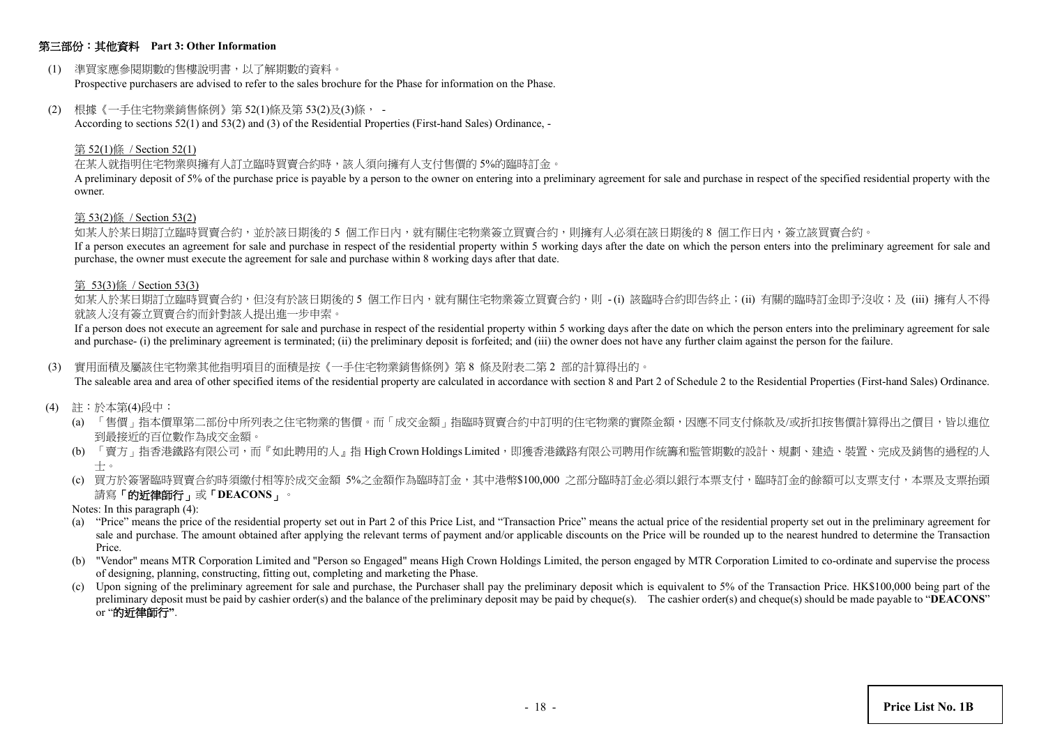## 第三部份：其他資料 Part 3: Other Information

(1) 準買家應參閱期數的售樓說明書，以了解期數的資料。
Prospective purchasers are advised to refer to the sales brochure for the Phase for information on the Phase.

(2) 根據《一手住宅物業銷售條例》第 52(1)條及第 53(2)及(3)條， -
According to sections 52(1) and 53(2) and (3) of the Residential Properties (First-hand Sales) Ordinance, -

第 52(1)條 / Section 52(1)

在某人就指明住宅物業與擁有人訂立臨時買賣合約時，該人須向擁有人支付售價的 5%的臨時訂金。
A preliminary deposit of 5% of the purchase price is payable by a person to the owner on entering into a preliminary agreement for sale and purchase in respect of the specified residential property with the owner.

第 53(2)條 / Section 53(2)

如某人於某日期訂立臨時買賣合約，並於該日期後的 5 個工作日內，就有關住宅物業簽立買賣合約，則擁有人必須在該日期後的 8 個工作日內，簽立該買賣合約。
If a person executes an agreement for sale and purchase in respect of the residential property within 5 working days after the date on which the person enters into the preliminary agreement for sale and purchase, the owner must execute the agreement for sale and purchase within 8 working days after that date.

第 53(3)條 / Section 53(3)

如某人於某日期訂立臨時買賣合約，但沒有於該日期後的 5 個工作日內，就有關住宅物業簽立買賣合約，則 - (i) 該臨時合約即告終止；(ii) 有關的臨時訂金即予沒收；及 (iii) 擁有人不得就該人沒有簽立買賣合約而針對該人提出進一步申索。
If a person does not execute an agreement for sale and purchase in respect of the residential property within 5 working days after the date on which the person enters into the preliminary agreement for sale and purchase- (i) the preliminary agreement is terminated; (ii) the preliminary deposit is forfeited; and (iii) the owner does not have any further claim against the person for the failure.

(3) 實用面積及屬該住宅物業其他指明項目的面積是按《一手住宅物業銷售條例》第 8 條及附表二第 2 部的計算得出的。
The saleable area and area of other specified items of the residential property are calculated in accordance with section 8 and Part 2 of Schedule 2 to the Residential Properties (First-hand Sales) Ordinance.

(4) 註：於本第(4)段中：

(a) 「售價」指本價單第二部份中所列表之住宅物業的售價。而「成交金額」指臨時買賣合約中訂明的住宅物業的實際金額，因應不同支付條款及/或折扣按售價計算得出之價目，皆以進位到最接近的百位數作為成交金額。

(b) 「賣方」指香港鐵路有限公司，而『如此聘用的人』指 High Crown Holdings Limited，即獲香港鐵路有限公司聘用作統籌和監管期數的設計、規劃、建造、裝置、完成及銷售的過程的人士。

(c) 買方於簽署臨時買賣合約時須繳付相等於成交金額 5%之金額作為臨時訂金，其中港幣$100,000 之部分臨時訂金必須以銀行本票支付，臨時訂金的餘額可以支票支付，本票及支票抬頭請寫**「的近律師行」**或**「DEACONS」**。

Notes: In this paragraph (4):

(a) "Price" means the price of the residential property set out in Part 2 of this Price List, and "Transaction Price" means the actual price of the residential property set out in the preliminary agreement for sale and purchase. The amount obtained after applying the relevant terms of payment and/or applicable discounts on the Price will be rounded up to the nearest hundred to determine the Transaction Price.

(b) "Vendor" means MTR Corporation Limited and "Person so Engaged" means High Crown Holdings Limited, the person engaged by MTR Corporation Limited to co-ordinate and supervise the process of designing, planning, constructing, fitting out, completing and marketing the Phase.

(c) Upon signing of the preliminary agreement for sale and purchase, the Purchaser shall pay the preliminary deposit which is equivalent to 5% of the Transaction Price. HK$100,000 being part of the preliminary deposit must be paid by cashier order(s) and the balance of the preliminary deposit may be paid by cheque(s). The cashier order(s) and cheque(s) should be made payable to "**DEACONS**" or "**的近律師行**".

Price List No. 1B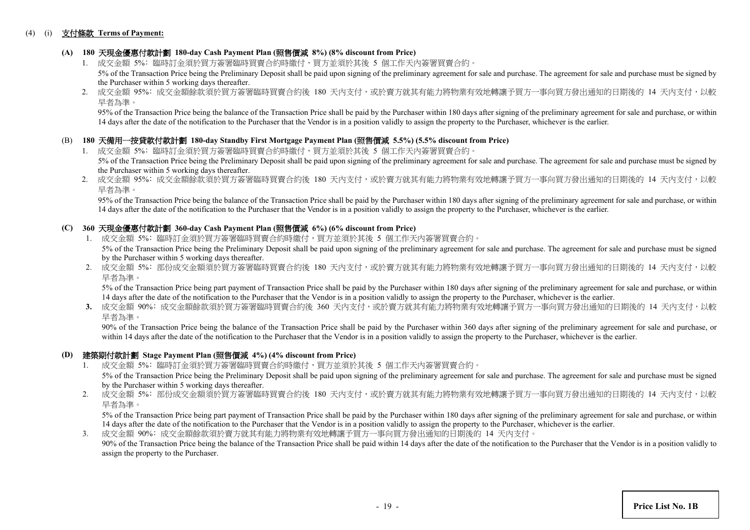(4) (i) **支付條款 Terms of Payment:**

**(A) 180 天現金優惠付款計劃 180-day Cash Payment Plan (照售價減 8%) (8% discount from Price)**

1. 成交金額 5%：臨時訂金須於買方簽署臨時買賣合約時繳付，買方並須於其後 5 個工作天內簽署買賣合約。

   5% of the Transaction Price being the Preliminary Deposit shall be paid upon signing of the preliminary agreement for sale and purchase. The agreement for sale and purchase must be signed by the Purchaser within 5 working days thereafter.

2. 成交金額 95%：成交金額餘款須於買方簽署臨時買賣合約後 180 天內支付，或於賣方就其有能力將物業有效地轉讓予買方一事向買方發出通知的日期後的 14 天內支付，以較早者為準。

   95% of the Transaction Price being the balance of the Transaction Price shall be paid by the Purchaser within 180 days after signing of the preliminary agreement for sale and purchase, or within 14 days after the date of the notification to the Purchaser that the Vendor is in a position validly to assign the property to the Purchaser, whichever is the earlier.

(B) **180 天備用一按貸款付款計劃 180-day Standby First Mortgage Payment Plan (照售價減 5.5%) (5.5% discount from Price)**

1. 成交金額 5%：臨時訂金須於買方簽署臨時買賣合約時繳付，買方並須於其後 5 個工作天內簽署買賣合約。

   5% of the Transaction Price being the Preliminary Deposit shall be paid upon signing of the preliminary agreement for sale and purchase. The agreement for sale and purchase must be signed by the Purchaser within 5 working days thereafter.

2. 成交金額 95%：成交金額餘款須於買方簽署臨時買賣合約後 180 天內支付，或於賣方就其有能力將物業有效地轉讓予買方一事向買方發出通知的日期後的 14 天內支付，以較早者為準。

   95% of the Transaction Price being the balance of the Transaction Price shall be paid by the Purchaser within 180 days after signing of the preliminary agreement for sale and purchase, or within 14 days after the date of the notification to the Purchaser that the Vendor is in a position validly to assign the property to the Purchaser, whichever is the earlier.

**(C) 360 天現金優惠付款計劃 360-day Cash Payment Plan (照售價減 6%) (6% discount from Price)**

1. 成交金額 5%：臨時訂金須於買方簽署臨時買賣合約時繳付，買方並須於其後 5 個工作天內簽署買賣合約。

   5% of the Transaction Price being the Preliminary Deposit shall be paid upon signing of the preliminary agreement for sale and purchase. The agreement for sale and purchase must be signed by the Purchaser within 5 working days thereafter.

2. 成交金額 5%：部份成交金額須於買方簽署臨時買賣合約後 180 天內支付，或於賣方就其有能力將物業有效地轉讓予買方一事向買方發出通知的日期後的 14 天內支付，以較早者為準。

   5% of the Transaction Price being part payment of Transaction Price shall be paid by the Purchaser within 180 days after signing of the preliminary agreement for sale and purchase, or within 14 days after the date of the notification to the Purchaser that the Vendor is in a position validly to assign the property to the Purchaser, whichever is the earlier.

3. 成交金額 90%：成交金額餘款須於買方簽署臨時買賣合約後 360 天內支付，或於賣方就其有能力將物業有效地轉讓予買方一事向買方發出通知的日期後的 14 天內支付，以較早者為準。

   90% of the Transaction Price being the balance of the Transaction Price shall be paid by the Purchaser within 360 days after signing of the preliminary agreement for sale and purchase, or within 14 days after the date of the notification to the Purchaser that the Vendor is in a position validly to assign the property to the Purchaser, whichever is the earlier.

**(D) 建築期付款計劃 Stage Payment Plan (照售價減 4%) (4% discount from Price)**

1. 成交金額 5%：臨時訂金須於買方簽署臨時買賣合約時繳付，買方並須於其後 5 個工作天內簽署買賣合約。

   5% of the Transaction Price being the Preliminary Deposit shall be paid upon signing of the preliminary agreement for sale and purchase. The agreement for sale and purchase must be signed by the Purchaser within 5 working days thereafter.

2. 成交金額 5%：部份成交金額須於買方簽署臨時買賣合約後 180 天內支付，或於賣方就其有能力將物業有效地轉讓予買方一事向買方發出通知的日期後的 14 天內支付，以較早者為準。

   5% of the Transaction Price being part payment of Transaction Price shall be paid by the Purchaser within 180 days after signing of the preliminary agreement for sale and purchase, or within 14 days after the date of the notification to the Purchaser that the Vendor is in a position validly to assign the property to the Purchaser, whichever is the earlier.

3. 成交金額 90%：成交金額餘款須於賣方就其有能力將物業有效地轉讓予買方一事向買方發出通知的日期後的 14 天內支付。

   90% of the Transaction Price being the balance of the Transaction Price shall be paid within 14 days after the date of the notification to the Purchaser that the Vendor is in a position validly to assign the property to the Purchaser.

**Price List No. 1B**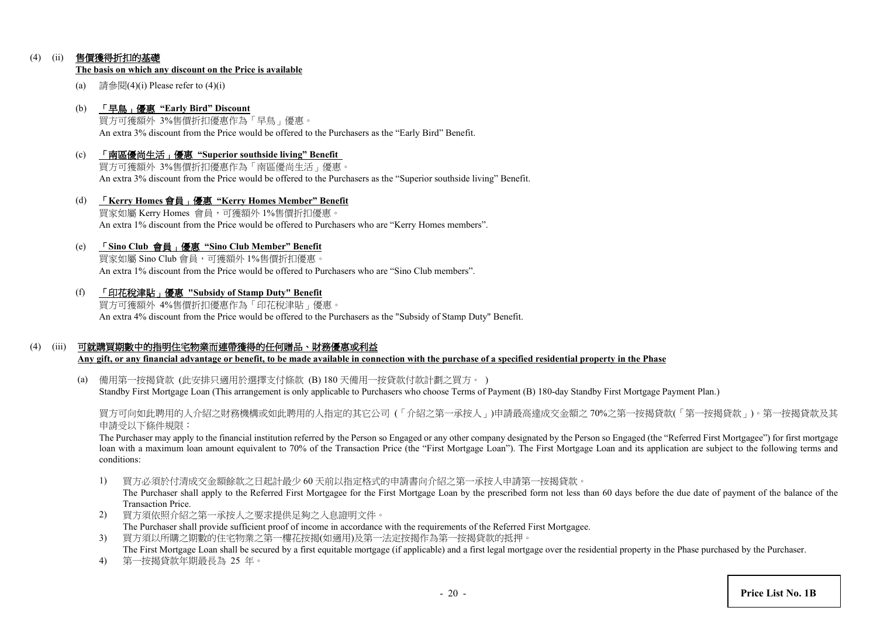(4) (ii) **售價獲得折扣的基礎**

**The basis on which any discount on the Price is available**

(a) 請參閱(4)(i) Please refer to (4)(i)

(b) **「早鳥」優惠 "Early Bird" Discount**

買方可獲額外 3%售價折扣優惠作為「早鳥」優惠。
An extra 3% discount from the Price would be offered to the Purchasers as the "Early Bird" Benefit.

(c) **「南區優尚生活」優惠 "Superior southside living" Benefit**

買方可獲額外 3%售價折扣優惠作為「南區優尚生活」優惠。
An extra 3% discount from the Price would be offered to the Purchasers as the "Superior southside living" Benefit.

(d) **「Kerry Homes 會員」優惠 "Kerry Homes Member" Benefit**

買家如屬 Kerry Homes 會員，可獲額外 1%售價折扣優惠。
An extra 1% discount from the Price would be offered to Purchasers who are "Kerry Homes members".

(e) **「Sino Club 會員」優惠 "Sino Club Member" Benefit**

買家如屬 Sino Club 會員，可獲額外 1%售價折扣優惠。
An extra 1% discount from the Price would be offered to Purchasers who are "Sino Club members".

(f) **「印花稅津貼」優惠 "Subsidy of Stamp Duty" Benefit**

買方可獲額外 4%售價折扣優惠作為「印花稅津貼」優惠。
An extra 4% discount from the Price would be offered to the Purchasers as the "Subsidy of Stamp Duty" Benefit.

(4) (iii) **可就購買期數中的指明住宅物業而連帶獲得的任何贈品、財務優惠或利益**

**Any gift, or any financial advantage or benefit, to be made available in connection with the purchase of a specified residential property in the Phase**

(a) 備用第一按揭貸款 (此安排只適用於選擇支付條款 (B) 180 天備用一按貸款付款計劃之買方。)
Standby First Mortgage Loan (This arrangement is only applicable to Purchasers who choose Terms of Payment (B) 180-day Standby First Mortgage Payment Plan.)

買方可向如此聘用的人介紹之財務機構或如此聘用的人指定的其它公司 (「介紹之第一承按人」)申請最高達成交金額之 70%之第一按揭貸款(「第一按揭貸款」)。第一按揭貸款及其申請受以下條件規限：

The Purchaser may apply to the financial institution referred by the Person so Engaged or any other company designated by the Person so Engaged (the "Referred First Mortgagee") for first mortgage loan with a maximum loan amount equivalent to 70% of the Transaction Price (the "First Mortgage Loan"). The First Mortgage Loan and its application are subject to the following terms and conditions:

1) 買方必須於付清成交金額餘款之日起計最少 60 天前以指定格式的申請書向介紹之第一承按人申請第一按揭貸款。
The Purchaser shall apply to the Referred First Mortgagee for the First Mortgage Loan by the prescribed form not less than 60 days before the due date of payment of the balance of the Transaction Price.
2) 買方須依照介紹之第一承按人之要求提供足夠之入息證明文件。
The Purchaser shall provide sufficient proof of income in accordance with the requirements of the Referred First Mortgagee.
3) 買方須以所購之期數的住宅物業之第一樓花按揭(如適用)及第一法定按揭作為第一按揭貸款的抵押。
The First Mortgage Loan shall be secured by a first equitable mortgage (if applicable) and a first legal mortgage over the residential property in the Phase purchased by the Purchaser.
4) 第一按揭貸款年期最長為 25 年。

Price List No. 1B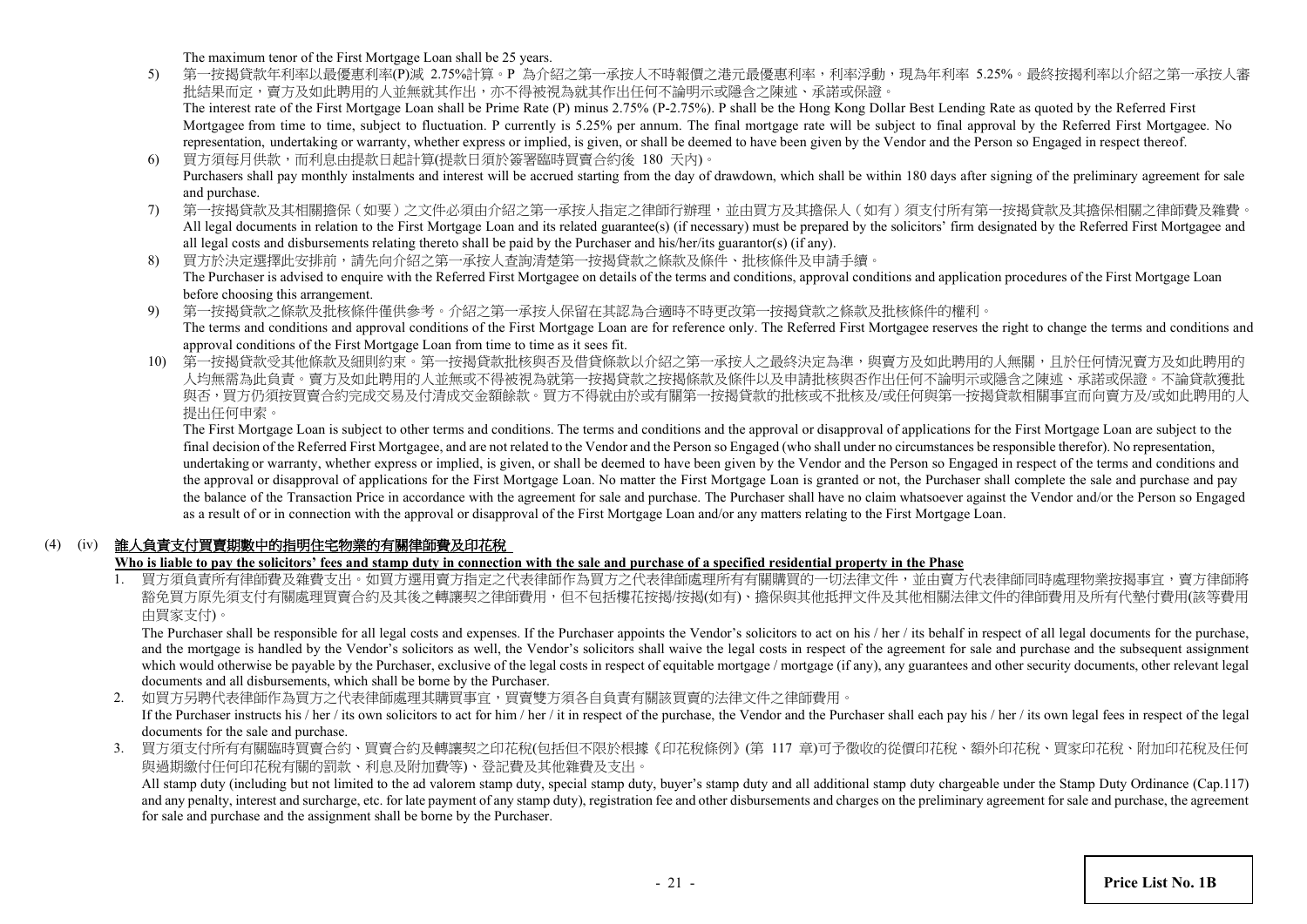The maximum tenor of the First Mortgage Loan shall be 25 years.

5) 第一按揭貸款年利率以最優惠利率(P)減 2.75%計算。P 為介紹之第一承按人不時報價之港元最優惠利率，利率浮動，現為年利率 5.25%。最終按揭利率以介紹之第一承按人審批結果而定，賣方及如此聘用的人並無就其作出，亦不得被視為就其作出任何不論明示或隱含之陳述、承諾或保證。
The interest rate of the First Mortgage Loan shall be Prime Rate (P) minus 2.75% (P-2.75%). P shall be the Hong Kong Dollar Best Lending Rate as quoted by the Referred First Mortgagee from time to time, subject to fluctuation. P currently is 5.25% per annum. The final mortgage rate will be subject to final approval by the Referred First Mortgagee. No representation, undertaking or warranty, whether express or implied, is given, or shall be deemed to have been given by the Vendor and the Person so Engaged in respect thereof.

6) 買方須每月供款，而利息由提款日起計算(提款日須於簽署臨時買賣合約後 180 天內)。
Purchasers shall pay monthly instalments and interest will be accrued starting from the day of drawdown, which shall be within 180 days after signing of the preliminary agreement for sale and purchase.

7) 第一按揭貸款及其相關擔保（如要）之文件必須由介紹之第一承按人指定之律師行辦理，並由買方及其擔保人（如有）須支付所有第一按揭貸款及其擔保相關之律師費及雜費。
All legal documents in relation to the First Mortgage Loan and its related guarantee(s) (if necessary) must be prepared by the solicitors' firm designated by the Referred First Mortgagee and all legal costs and disbursements relating thereto shall be paid by the Purchaser and his/her/its guarantor(s) (if any).

8) 買方於決定選擇此安排前，請先向介紹之第一承按人查詢清楚第一按揭貸款之條款及條件、批核條件及申請手續。
The Purchaser is advised to enquire with the Referred First Mortgagee on details of the terms and conditions, approval conditions and application procedures of the First Mortgage Loan before choosing this arrangement.

9) 第一按揭貸款之條款及批核條件僅供參考。介紹之第一承按人保留在其認為合適時不時更改第一按揭貸款之條款及批核條件的權利。
The terms and conditions and approval conditions of the First Mortgage Loan are for reference only. The Referred First Mortgagee reserves the right to change the terms and conditions and approval conditions of the First Mortgage Loan from time to time as it sees fit.

10) 第一按揭貸款受其他條款及細則約束。第一按揭貸款批核與否及借貸條款以介紹之第一承按人之最終決定為準，與賣方及如此聘用的人無關，且於任何情況賣方及如此聘用的人均無需為此負責。賣方及如此聘用的人並無或不得被視為就第一按揭貸款之按揭條款及條件以及申請批核與否作出任何不論明示或隱含之陳述、承諾或保證。不論貸款獲批與否，買方仍須按買賣合約完成交易及付清成交金額餘款。買方不得就由於或有關第一按揭貸款的批核或不批核及/或任何與第一按揭貸款相關事宜而向賣方及/或如此聘用的人提出任何申索。
The First Mortgage Loan is subject to other terms and conditions. The terms and conditions and the approval or disapproval of applications for the First Mortgage Loan are subject to the final decision of the Referred First Mortgagee, and are not related to the Vendor and the Person so Engaged (who shall under no circumstances be responsible therefor). No representation, undertaking or warranty, whether express or implied, is given, or shall be deemed to have been given by the Vendor and the Person so Engaged in respect of the terms and conditions and the approval or disapproval of applications for the First Mortgage Loan. No matter the First Mortgage Loan is granted or not, the Purchaser shall complete the sale and purchase and pay the balance of the Transaction Price in accordance with the agreement for sale and purchase. The Purchaser shall have no claim whatsoever against the Vendor and/or the Person so Engaged as a result of or in connection with the approval or disapproval of the First Mortgage Loan and/or any matters relating to the First Mortgage Loan.

## (4) (iv) 誰人負責支付買賣期數中的指明住宅物業的有關律師費及印花稅 Who is liable to pay the solicitors' fees and stamp duty in connection with the sale and purchase of a specified residential property in the Phase

1. 買方須負責所有律師費及雜費支出。如買方選用賣方指定之代表律師作為買方之代表律師處理所有有關購買的一切法律文件，並由賣方代表律師同時處理物業按揭事宜，賣方律師將豁免買方原先須支付有關處理買賣合約及其後之轉讓契之律師費用，但不包括樓花按揭/按揭(如有)、擔保與其他抵押文件及其他相關法律文件的律師費用及所有代墊付費用(該等費用由買家支付)。
The Purchaser shall be responsible for all legal costs and expenses. If the Purchaser appoints the Vendor's solicitors to act on his / her / its behalf in respect of all legal documents for the purchase, and the mortgage is handled by the Vendor's solicitors as well, the Vendor's solicitors shall waive the legal costs in respect of the agreement for sale and purchase and the subsequent assignment which would otherwise be payable by the Purchaser, exclusive of the legal costs in respect of equitable mortgage / mortgage (if any), any guarantees and other security documents, other relevant legal documents and all disbursements, which shall be borne by the Purchaser.

2. 如買方另聘代表律師作為買方之代表律師處理其購買事宜，買賣雙方須各自負責有關該買賣的法律文件之律師費用。
If the Purchaser instructs his / her / its own solicitors to act for him / her / it in respect of the purchase, the Vendor and the Purchaser shall each pay his / her / its own legal fees in respect of the legal documents for the sale and purchase.

3. 買方須支付所有有關臨時買賣合約、買賣合約及轉讓契之印花稅(包括但不限於根據《印花稅條例》(第 117 章)可予徵收的從價印花稅、額外印花稅、買家印花稅、附加印花稅及任何與過期繳付任何印花稅有關的罰款、利息及附加費等)、登記費及其他雜費及支出。
All stamp duty (including but not limited to the ad valorem stamp duty, special stamp duty, buyer's stamp duty and all additional stamp duty chargeable under the Stamp Duty Ordinance (Cap.117) and any penalty, interest and surcharge, etc. for late payment of any stamp duty), registration fee and other disbursements and charges on the preliminary agreement for sale and purchase, the agreement for sale and purchase and the assignment shall be borne by the Purchaser.

**Price List No. 1B**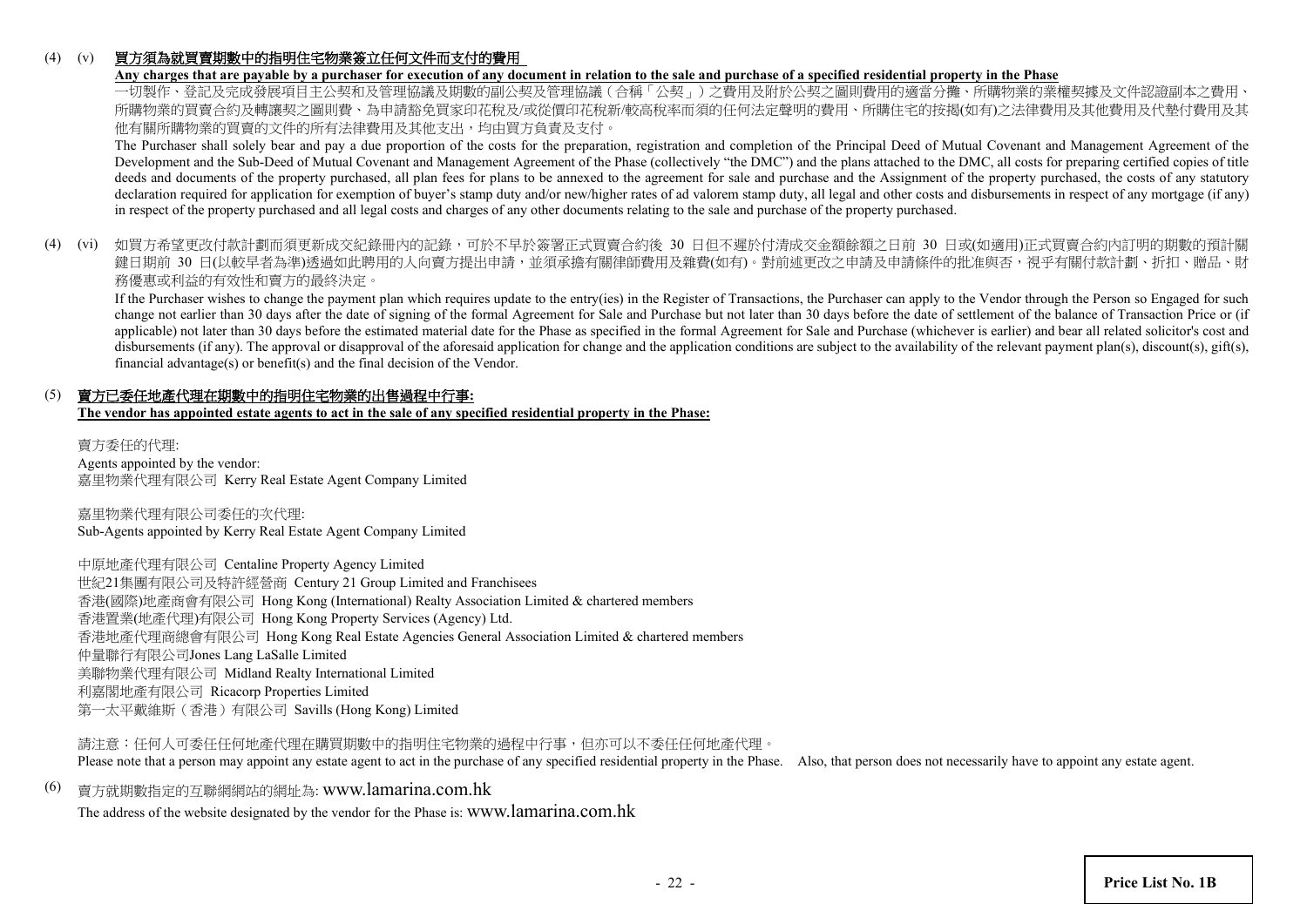(4) (v) **<u>買方須為就買賣期數中的指明住宅物業簽立任何文件而支付的費用</u>**

**<u>Any charges that are payable by a purchaser for execution of any document in relation to the sale and purchase of a specified residential property in the Phase</u>**

一切製作、登記及完成發展項目主公契和及管理協議及期數的副公契及管理協議（合稱「公契」）之費用及附於公契之圖則費用的適當分攤、所購物業的業權契據及文件認證副本之費用、所購物業的買賣合約及轉讓契之圖則費、為申請豁免買家印花稅及/或從價印花稅新/較高稅率而須的任何法定聲明的費用、所購住宅的按揭(如有)之法律費用及其他費用及代墊付費用及其他有關所購物業的買賣的文件的所有法律費用及其他支出，均由買方負責及支付。

The Purchaser shall solely bear and pay a due proportion of the costs for the preparation, registration and completion of the Principal Deed of Mutual Covenant and Management Agreement of the Development and the Sub-Deed of Mutual Covenant and Management Agreement of the Phase (collectively "the DMC") and the plans attached to the DMC, all costs for preparing certified copies of title deeds and documents of the property purchased, all plan fees for plans to be annexed to the agreement for sale and purchase and the Assignment of the property purchased, the costs of any statutory declaration required for application for exemption of buyer's stamp duty and/or new/higher rates of ad valorem stamp duty, all legal and other costs and disbursements in respect of any mortgage (if any) in respect of the property purchased and all legal costs and charges of any other documents relating to the sale and purchase of the property purchased.

(4) (vi) 如買方希望更改付款計劃而須更新成交紀錄冊內的記錄，可於不早於簽署正式買賣合約後 30 日但不遲於付清成交金額餘額之日前 30 日或(如適用)正式買賣合約內訂明的期數的預計關鍵日期前 30 日(以較早者為準)透過如此聘用的人向賣方提出申請，並須承擔有關律師費用及雜費(如有)。對前述更改之申請及申請條件的批准與否，視乎有關付款計劃、折扣、贈品、財務優惠或利益的有效性和賣方的最終決定。

If the Purchaser wishes to change the payment plan which requires update to the entry(ies) in the Register of Transactions, the Purchaser can apply to the Vendor through the Person so Engaged for such change not earlier than 30 days after the date of signing of the formal Agreement for Sale and Purchase but not later than 30 days before the date of settlement of the balance of Transaction Price or (if applicable) not later than 30 days before the estimated material date for the Phase as specified in the formal Agreement for Sale and Purchase (whichever is earlier) and bear all related solicitor's cost and disbursements (if any). The approval or disapproval of the aforesaid application for change and the application conditions are subject to the availability of the relevant payment plan(s), discount(s), gift(s), financial advantage(s) or benefit(s) and the final decision of the Vendor.

(5) **<u>賣方已委任地產代理在期數中的指明住宅物業的出售過程中行事:</u>**

**<u>The vendor has appointed estate agents to act in the sale of any specified residential property in the Phase:</u>**

賣方委任的代理:
Agents appointed by the vendor:
嘉里物業代理有限公司 Kerry Real Estate Agent Company Limited

嘉里物業代理有限公司委任的次代理:
Sub-Agents appointed by Kerry Real Estate Agent Company Limited

中原地產代理有限公司 Centaline Property Agency Limited
世紀21集團有限公司及特許經營商 Century 21 Group Limited and Franchisees
香港(國際)地產商會有限公司 Hong Kong (International) Realty Association Limited & chartered members
香港置業(地產代理)有限公司 Hong Kong Property Services (Agency) Ltd.
香港地產代理商總會有限公司 Hong Kong Real Estate Agencies General Association Limited & chartered members
仲量聯行有限公司Jones Lang LaSalle Limited
美聯物業代理有限公司 Midland Realty International Limited
利嘉閣地產有限公司 Ricacorp Properties Limited
第一太平戴維斯（香港）有限公司 Savills (Hong Kong) Limited

請注意：任何人可委任任何地產代理在購買期數中的指明住宅物業的過程中行事，但亦可以不委任任何地產代理。
Please note that a person may appoint any estate agent to act in the purchase of any specified residential property in the Phase. Also, that person does not necessarily have to appoint any estate agent.

(6) 賣方就期數指定的互聯網網站的網址為: www.lamarina.com.hk
The address of the website designated by the vendor for the Phase is: www.lamarina.com.hk

Price List No. 1B